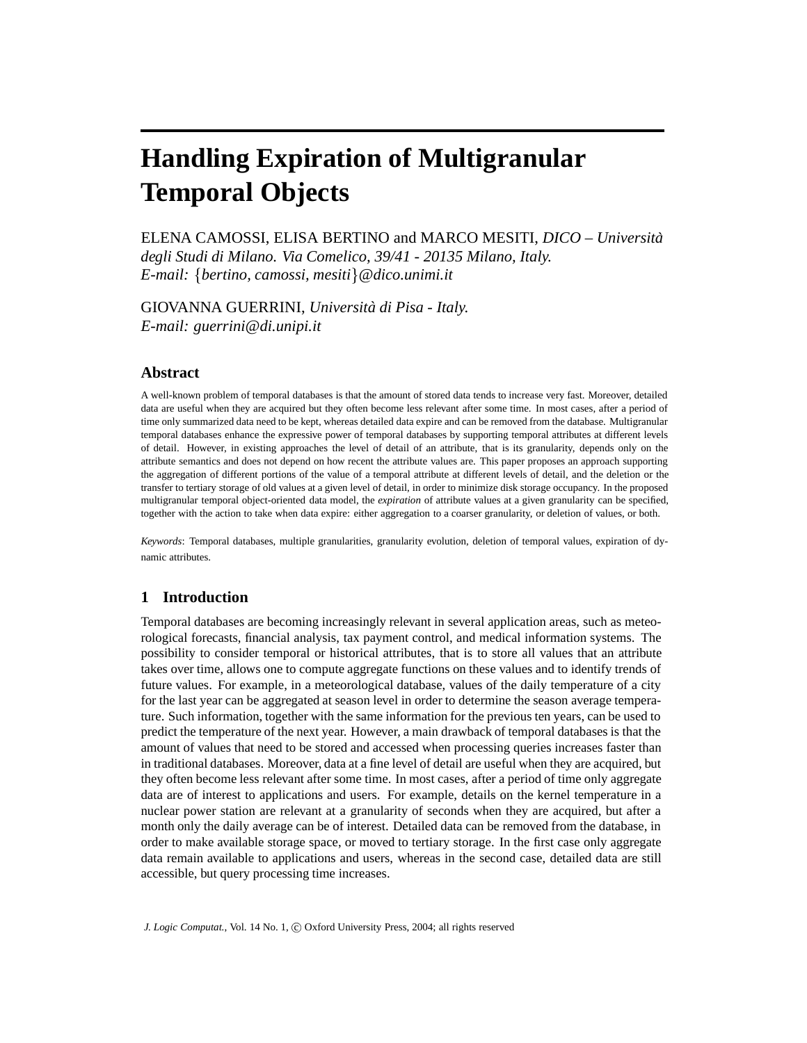# Handling Expiration of Multigranular Temporal Objects

ELENA CAMOSSI, ELISA BERTINO and MARCO MESITI, *DICO – Università degli Studi di Milano. Via Comelico, 39/41 - 20135 Milano, Italy.*
*E-mail: {bertino, camossi, mesiti}@dico.unimi.it*

GIOVANNA GUERRINI, *Università di Pisa - Italy.*
*E-mail: guerrini@di.unipi.it*

## Abstract

A well-known problem of temporal databases is that the amount of stored data tends to increase very fast. Moreover, detailed data are useful when they are acquired but they often become less relevant after some time. In most cases, after a period of time only summarized data need to be kept, whereas detailed data expire and can be removed from the database. Multigranular temporal databases enhance the expressive power of temporal databases by supporting temporal attributes at different levels of detail. However, in existing approaches the level of detail of an attribute, that is its granularity, depends only on the attribute semantics and does not depend on how recent the attribute values are. This paper proposes an approach supporting the aggregation of different portions of the value of a temporal attribute at different levels of detail, and the deletion or the transfer to tertiary storage of old values at a given level of detail, in order to minimize disk storage occupancy. In the proposed multigranular temporal object-oriented data model, the *expiration* of attribute values at a given granularity can be specified, together with the action to take when data expire: either aggregation to a coarser granularity, or deletion of values, or both.

*Keywords*: Temporal databases, multiple granularities, granularity evolution, deletion of temporal values, expiration of dynamic attributes.

## 1 Introduction

Temporal databases are becoming increasingly relevant in several application areas, such as meteorological forecasts, financial analysis, tax payment control, and medical information systems. The possibility to consider temporal or historical attributes, that is to store all values that an attribute takes over time, allows one to compute aggregate functions on these values and to identify trends of future values. For example, in a meteorological database, values of the daily temperature of a city for the last year can be aggregated at season level in order to determine the season average temperature. Such information, together with the same information for the previous ten years, can be used to predict the temperature of the next year. However, a main drawback of temporal databases is that the amount of values that need to be stored and accessed when processing queries increases faster than in traditional databases. Moreover, data at a fine level of detail are useful when they are acquired, but they often become less relevant after some time. In most cases, after a period of time only aggregate data are of interest to applications and users. For example, details on the kernel temperature in a nuclear power station are relevant at a granularity of seconds when they are acquired, but after a month only the daily average can be of interest. Detailed data can be removed from the database, in order to make available storage space, or moved to tertiary storage. In the first case only aggregate data remain available to applications and users, whereas in the second case, detailed data are still accessible, but query processing time increases.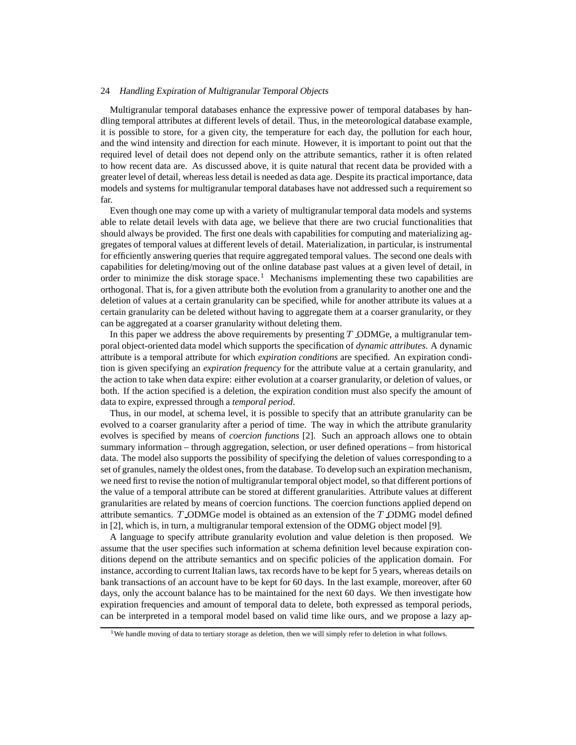Multigranular temporal databases enhance the expressive power of temporal databases by handling temporal attributes at different levels of detail. Thus, in the meteorological database example, it is possible to store, for a given city, the temperature for each day, the pollution for each hour, and the wind intensity and direction for each minute. However, it is important to point out that the required level of detail does not depend only on the attribute semantics, rather it is often related to how recent data are. As discussed above, it is quite natural that recent data be provided with a greater level of detail, whereas less detail is needed as data age. Despite its practical importance, data models and systems for multigranular temporal databases have not addressed such a requirement so far.

Even though one may come up with a variety of multigranular temporal data models and systems able to relate detail levels with data age, we believe that there are two crucial functionalities that should always be provided. The first one deals with capabilities for computing and materializing aggregates of temporal values at different levels of detail. Materialization, in particular, is instrumental for efficiently answering queries that require aggregated temporal values. The second one deals with capabilities for deleting/moving out of the online database past values at a given level of detail, in order to minimize the disk storage space.[1] Mechanisms implementing these two capabilities are orthogonal. That is, for a given attribute both the evolution from a granularity to another one and the deletion of values at a certain granularity can be specified, while for another attribute its values at a certain granularity can be deleted without having to aggregate them at a coarser granularity, or they can be aggregated at a coarser granularity without deleting them.

In this paper we address the above requirements by presenting $T\_$ODMGe, a multigranular temporal object-oriented data model which supports the specification of *dynamic attributes*. A dynamic attribute is a temporal attribute for which *expiration conditions* are specified. An expiration condition is given specifying an *expiration frequency* for the attribute value at a certain granularity, and the action to take when data expire: either evolution at a coarser granularity, or deletion of values, or both. If the action specified is a deletion, the expiration condition must also specify the amount of data to expire, expressed through a *temporal period*.

Thus, in our model, at schema level, it is possible to specify that an attribute granularity can be evolved to a coarser granularity after a period of time. The way in which the attribute granularity evolves is specified by means of *coercion functions* [2]. Such an approach allows one to obtain summary information – through aggregation, selection, or user defined operations – from historical data. The model also supports the possibility of specifying the deletion of values corresponding to a set of granules, namely the oldest ones, from the database. To develop such an expiration mechanism, we need first to revise the notion of multigranular temporal object model, so that different portions of the value of a temporal attribute can be stored at different granularities. Attribute values at different granularities are related by means of coercion functions. The coercion functions applied depend on attribute semantics. $T\_$ODMGe model is obtained as an extension of the $T\_$ODMG model defined in [2], which is, in turn, a multigranular temporal extension of the ODMG object model [9].

A language to specify attribute granularity evolution and value deletion is then proposed. We assume that the user specifies such information at schema definition level because expiration conditions depend on the attribute semantics and on specific policies of the application domain. For instance, according to current Italian laws, tax records have to be kept for 5 years, whereas details on bank transactions of an account have to be kept for 60 days. In the last example, moreover, after 60 days, only the account balance has to be maintained for the next 60 days. We then investigate how expiration frequencies and amount of temporal data to delete, both expressed as temporal periods, can be interpreted in a temporal model based on valid time like ours, and we propose a lazy ap-

[1] We handle moving of data to tertiary storage as deletion, then we will simply refer to deletion in what follows.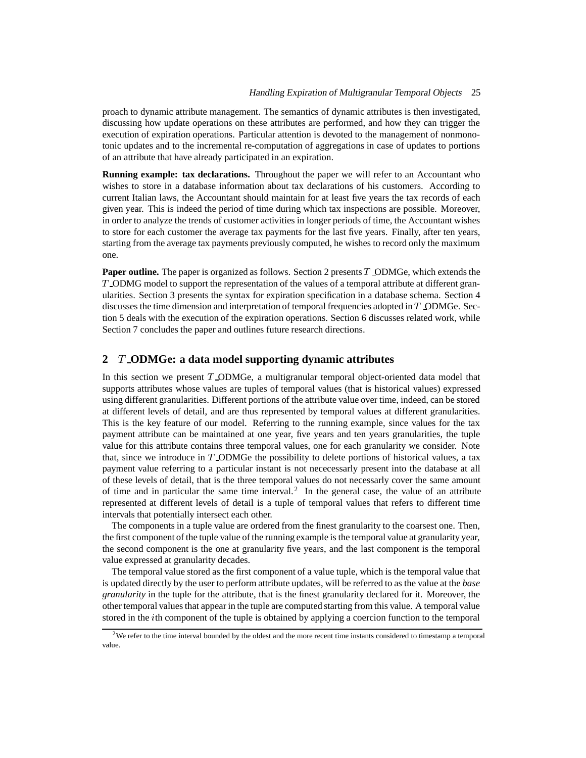proach to dynamic attribute management. The semantics of dynamic attributes is then investigated, discussing how update operations on these attributes are performed, and how they can trigger the execution of expiration operations. Particular attention is devoted to the management of nonmonotonic updates and to the incremental re-computation of aggregations in case of updates to portions of an attribute that have already participated in an expiration.

**Running example: tax declarations.** Throughout the paper we will refer to an Accountant who wishes to store in a database information about tax declarations of his customers. According to current Italian laws, the Accountant should maintain for at least five years the tax records of each given year. This is indeed the period of time during which tax inspections are possible. Moreover, in order to analyze the trends of customer activities in longer periods of time, the Accountant wishes to store for each customer the average tax payments for the last five years. Finally, after ten years, starting from the average tax payments previously computed, he wishes to record only the maximum one.

**Paper outline.** The paper is organized as follows. Section 2 presents $T$\_ODMGe, which extends the $T$\_ODMG model to support the representation of the values of a temporal attribute at different granularities. Section 3 presents the syntax for expiration specification in a database schema. Section 4 discusses the time dimension and interpretation of temporal frequencies adopted in $T$\_ODMGe. Section 5 deals with the execution of the expiration operations. Section 6 discusses related work, while Section 7 concludes the paper and outlines future research directions.

## 2 $T$\_ODMGe: a data model supporting dynamic attributes

In this section we present $T$\_ODMGe, a multigranular temporal object-oriented data model that supports attributes whose values are tuples of temporal values (that is historical values) expressed using different granularities. Different portions of the attribute value over time, indeed, can be stored at different levels of detail, and are thus represented by temporal values at different granularities. This is the key feature of our model. Referring to the running example, since values for the tax payment attribute can be maintained at one year, five years and ten years granularities, the tuple value for this attribute contains three temporal values, one for each granularity we consider. Note that, since we introduce in $T$\_ODMGe the possibility to delete portions of historical values, a tax payment value referring to a particular instant is not nececessarly present into the database at all of these levels of detail, that is the three temporal values do not necessarly cover the same amount of time and in particular the same time interval.[2] In the general case, the value of an attribute represented at different levels of detail is a tuple of temporal values that refers to different time intervals that potentially intersect each other.

The components in a tuple value are ordered from the finest granularity to the coarsest one. Then, the first component of the tuple value of the running example is the temporal value at granularity year, the second component is the one at granularity five years, and the last component is the temporal value expressed at granularity decades.

The temporal value stored as the first component of a value tuple, which is the temporal value that is updated directly by the user to perform attribute updates, will be referred to as the value at the *base granularity* in the tuple for the attribute, that is the finest granularity declared for it. Moreover, the other temporal values that appear in the tuple are computed starting from this value. A temporal value stored in the $i$th component of the tuple is obtained by applying a coercion function to the temporal

[2] We refer to the time interval bounded by the oldest and the more recent time instants considered to timestamp a temporal value.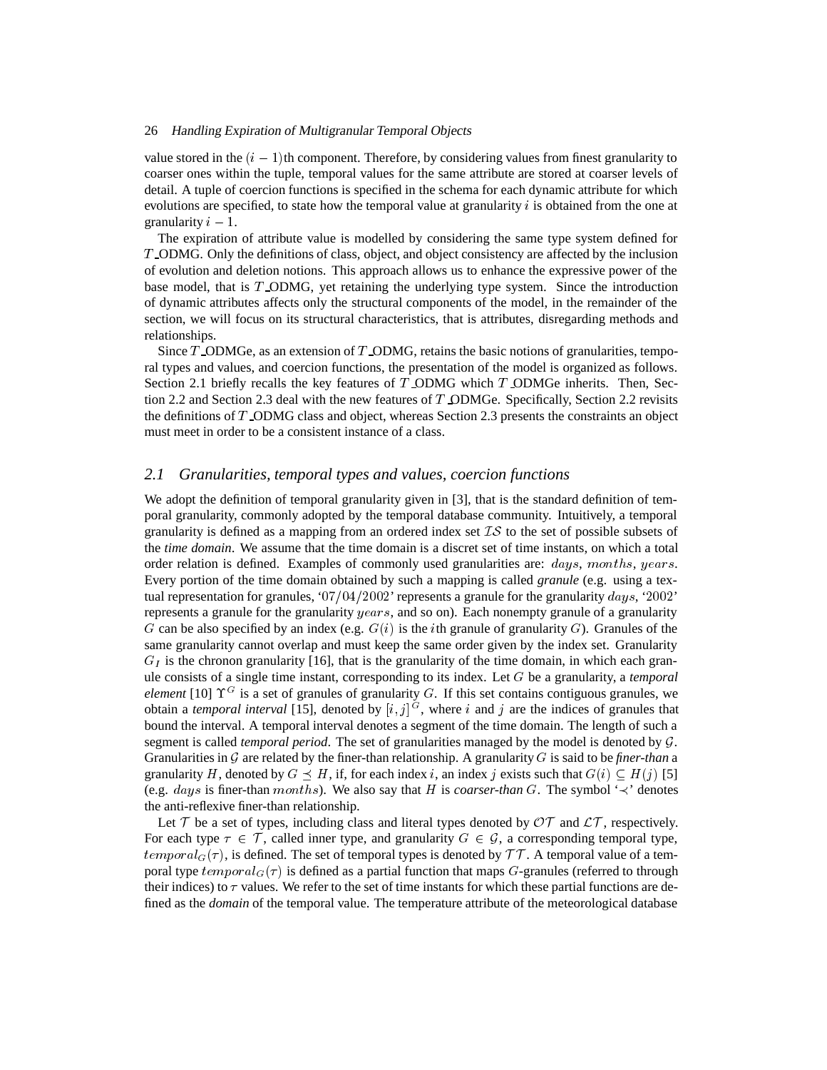value stored in the $(i-1)$th component. Therefore, by considering values from finest granularity to coarser ones within the tuple, temporal values for the same attribute are stored at coarser levels of detail. A tuple of coercion functions is specified in the schema for each dynamic attribute for which evolutions are specified, to state how the temporal value at granularity $i$ is obtained from the one at granularity $i-1$.

The expiration of attribute value is modelled by considering the same type system defined for $T$_ODMG. Only the definitions of class, object, and object consistency are affected by the inclusion of evolution and deletion notions. This approach allows us to enhance the expressive power of the base model, that is $T$_ODMG, yet retaining the underlying type system. Since the introduction of dynamic attributes affects only the structural components of the model, in the remainder of the section, we will focus on its structural characteristics, that is attributes, disregarding methods and relationships.

Since $T$_ODMGe, as an extension of $T$_ODMG, retains the basic notions of granularities, temporal types and values, and coercion functions, the presentation of the model is organized as follows. Section 2.1 briefly recalls the key features of $T$_ODMG which $T$_ODMGe inherits. Then, Section 2.2 and Section 2.3 deal with the new features of $T$_ODMGe. Specifically, Section 2.2 revisits the definitions of $T$_ODMG class and object, whereas Section 2.3 presents the constraints an object must meet in order to be a consistent instance of a class.

## *2.1 Granularities, temporal types and values, coercion functions*

We adopt the definition of temporal granularity given in [3], that is the standard definition of temporal granularity, commonly adopted by the temporal database community. Intuitively, a temporal granularity is defined as a mapping from an ordered index set $\mathcal{IS}$ to the set of possible subsets of the *time domain*. We assume that the time domain is a discret set of time instants, on which a total order relation is defined. Examples of commonly used granularities are: $days$, $months$, $years$. Every portion of the time domain obtained by such a mapping is called *granule* (e.g. using a textual representation for granules, '$07/04/2002$' represents a granule for the granularity $days$, '$2002$' represents a granule for the granularity $years$, and so on). Each nonempty granule of a granularity $G$ can be also specified by an index (e.g. $G(i)$ is the $i$th granule of granularity $G$). Granules of the same granularity cannot overlap and must keep the same order given by the index set. Granularity $G_I$ is the chronon granularity [16], that is the granularity of the time domain, in which each granule consists of a single time instant, corresponding to its index. Let $G$ be a granularity, a *temporal element* [10] $\Upsilon^G$ is a set of granules of granularity $G$. If this set contains contiguous granules, we obtain a *temporal interval* [15], denoted by $[i,j]^G$, where $i$ and $j$ are the indices of granules that bound the interval. A temporal interval denotes a segment of the time domain. The length of such a segment is called *temporal period*. The set of granularities managed by the model is denoted by $\mathcal{G}$. Granularities in $\mathcal{G}$ are related by the finer-than relationship. A granularity $G$ is said to be *finer-than* a granularity $H$, denoted by $G \preceq H$, if, for each index $i$, an index $j$ exists such that $G(i) \subseteq H(j)$ [5] (e.g. $days$ is finer-than $months$). We also say that $H$ is *coarser-than* $G$. The symbol '$\prec$' denotes the anti-reflexive finer-than relationship.

Let $\mathcal{T}$ be a set of types, including class and literal types denoted by $\mathcal{OT}$ and $\mathcal{LT}$, respectively. For each type $\tau \in \mathcal{T}$, called inner type, and granularity $G \in \mathcal{G}$, a corresponding temporal type, $temporal_G(\tau)$, is defined. The set of temporal types is denoted by $\mathcal{TT}$. A temporal value of a temporal type $temporal_G(\tau)$ is defined as a partial function that maps $G$-granules (referred to through their indices) to $\tau$ values. We refer to the set of time instants for which these partial functions are defined as the *domain* of the temporal value. The temperature attribute of the meteorological database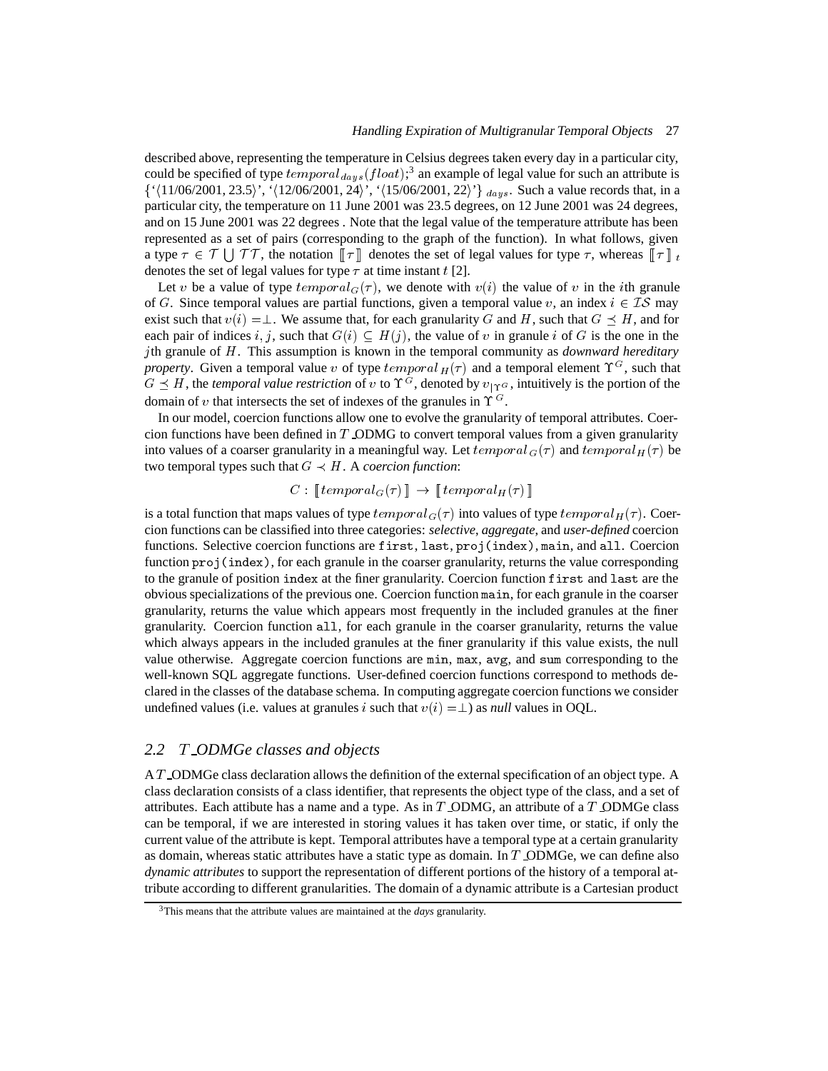described above, representing the temperature in Celsius degrees taken every day in a particular city, could be specified of type $temporal_{days}(float)$;[3] an example of legal value for such an attribute is $\{$'⟨11/06/2001, 23.5⟩', '⟨12/06/2001, 24⟩', '⟨15/06/2001, 22⟩'$\}_{days}$. Such a value records that, in a particular city, the temperature on 11 June 2001 was 23.5 degrees, on 12 June 2001 was 24 degrees, and on 15 June 2001 was 22 degrees . Note that the legal value of the temperature attribute has been represented as a set of pairs (corresponding to the graph of the function). In what follows, given a type $\tau \in \mathcal{T} \bigcup \mathcal{TT}$, the notation $[\![\tau]\!]$ denotes the set of legal values for type $\tau$, whereas $[\![\tau]\!]_t$ denotes the set of legal values for type $\tau$ at time instant $t$ [2].

Let $v$ be a value of type $temporal_G(\tau)$, we denote with $v(i)$ the value of $v$ in the $i$th granule of $G$. Since temporal values are partial functions, given a temporal value $v$, an index $i \in \mathcal{IS}$ may exist such that $v(i) = \perp$. We assume that, for each granularity $G$ and $H$, such that $G \preceq H$, and for each pair of indices $i, j$, such that $G(i) \subseteq H(j)$, the value of $v$ in granule $i$ of $G$ is the one in the $j$th granule of $H$. This assumption is known in the temporal community as *downward hereditary property*. Given a temporal value $v$ of type $temporal_H(\tau)$ and a temporal element $\Upsilon^G$, such that $G \preceq H$, the *temporal value restriction* of $v$ to $\Upsilon^G$, denoted by $v_{|\Upsilon^G}$, intuitively is the portion of the domain of $v$ that intersects the set of indexes of the granules in $\Upsilon^G$.

In our model, coercion functions allow one to evolve the granularity of temporal attributes. Coercion functions have been defined in $T$_ODMG to convert temporal values from a given granularity into values of a coarser granularity in a meaningful way. Let $temporal_G(\tau)$ and $temporal_H(\tau)$ be two temporal types such that $G \prec H$. A *coercion function*:

$$C : [\![temporal_G(\tau)]\!] \rightarrow [\![temporal_H(\tau)]\!]$$

is a total function that maps values of type $temporal_G(\tau)$ into values of type $temporal_H(\tau)$. Coercion functions can be classified into three categories: *selective*, *aggregate*, and *user-defined* coercion functions. Selective coercion functions are `first`, `last`, `proj(index)`, `main`, and `all`. Coercion function `proj(index)`, for each granule in the coarser granularity, returns the value corresponding to the granule of position `index` at the finer granularity. Coercion function `first` and `last` are the obvious specializations of the previous one. Coercion function `main`, for each granule in the coarser granularity, returns the value which appears most frequently in the included granules at the finer granularity. Coercion function `all`, for each granule in the coarser granularity, returns the value which always appears in the included granules at the finer granularity if this value exists, the null value otherwise. Aggregate coercion functions are `min`, `max`, `avg`, and `sum` corresponding to the well-known SQL aggregate functions. User-defined coercion functions correspond to methods declared in the classes of the database schema. In computing aggregate coercion functions we consider undefined values (i.e. values at granules $i$ such that $v(i) = \perp$) as *null* values in OQL.

## 2.2 $T$_ODMGe classes and objects

A $T$_ODMGe class declaration allows the definition of the external specification of an object type. A class declaration consists of a class identifier, that represents the object type of the class, and a set of attributes. Each attibute has a name and a type. As in $T$_ODMG, an attribute of a $T$_ODMGe class can be temporal, if we are interested in storing values it has taken over time, or static, if only the current value of the attribute is kept. Temporal attributes have a temporal type at a certain granularity as domain, whereas static attributes have a static type as domain. In $T$_ODMGe, we can define also *dynamic attributes* to support the representation of different portions of the history of a temporal attribute according to different granularities. The domain of a dynamic attribute is a Cartesian product

[3] This means that the attribute values are maintained at the *days* granularity.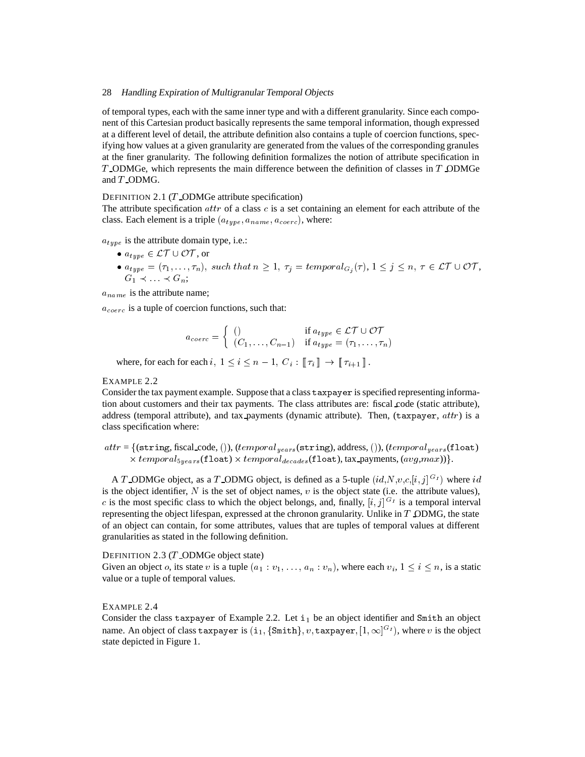of temporal types, each with the same inner type and with a different granularity. Since each component of this Cartesian product basically represents the same temporal information, though expressed at a different level of detail, the attribute definition also contains a tuple of coercion functions, specifying how values at a given granularity are generated from the values of the corresponding granules at the finer granularity. The following definition formalizes the notion of attribute specification in $T$_ODMGe, which represents the main difference between the definition of classes in $T$_ODMGe and $T$_ODMG.

DEFINITION 2.1 ($T$_ODMGe attribute specification)
The attribute specification $attr$ of a class $c$ is a set containing an element for each attribute of the class. Each element is a triple $(a_{type}, a_{name}, a_{coerc})$, where:

$a_{type}$ is the attribute domain type, i.e.:

- $a_{type} \in \mathcal{LT} \cup \mathcal{OT}$, or
- $a_{type} = (\tau_1, \ldots, \tau_n),\ such\ that\ n \geq 1,\ \tau_j = temporal_{G_j}(\tau),\ 1 \leq j \leq n,\ \tau \in \mathcal{LT} \cup \mathcal{OT}$, $G_1 \prec \ldots \prec G_n$;

$a_{name}$ is the attribute name;

$a_{coerc}$ is a tuple of coercion functions, such that:

$$a_{coerc} = \begin{cases} () & \text{if } a_{type} \in \mathcal{LT} \cup \mathcal{OT} \\ (C_1, \ldots, C_{n-1}) & \text{if } a_{type} = (\tau_1, \ldots, \tau_n) \end{cases}$$

where, for each for each $i,\ 1 \leq i \leq n-1,\ C_i : [\![\, \tau_i \,]\!] \rightarrow [\![\, \tau_{i+1} \,]\!]$.

EXAMPLE 2.2
Consider the tax payment example. Suppose that a class `taxpayer` is specified representing information about customers and their tax payments. The class attributes are: fiscal_code (static attribute), address (temporal attribute), and tax_payments (dynamic attribute). Then, (`taxpayer`, $attr$) is a class specification where:

$attr$ = {(`string`, fiscal_code, ()), ($temporal_{years}$(`string`), address, ()), ($temporal_{years}$(`float`) $\times$ $temporal_{5years}$(`float`) $\times$ $temporal_{decades}$(`float`), tax_payments, ($avg$,$max$))}.

A $T$_ODMGe object, as a $T$_ODMG object, is defined as a 5-tuple $(id, N, v, c, [i,j]^{G_I})$ where $id$ is the object identifier, $N$ is the set of object names, $v$ is the object state (i.e. the attribute values), $c$ is the most specific class to which the object belongs, and, finally, $[i,j]^{G_I}$ is a temporal interval representing the object lifespan, expressed at the chronon granularity. Unlike in $T$_ODMG, the state of an object can contain, for some attributes, values that are tuples of temporal values at different granularities as stated in the following definition.

DEFINITION 2.3 ($T$_ODMGe object state)
Given an object $o$, its state $v$ is a tuple $(a_1 : v_1, \ldots, a_n : v_n)$, where each $v_i$, $1 \leq i \leq n$, is a static value or a tuple of temporal values.

EXAMPLE 2.4
Consider the class `taxpayer` of Example 2.2. Let $\mathtt{i}_1$ be an object identifier and `Smith` an object name. An object of class `taxpayer` is $(\mathtt{i}_1, \{\mathtt{Smith}\}, v, \mathtt{taxpayer}, [1, \infty]^{G_I})$, where $v$ is the object state depicted in Figure 1.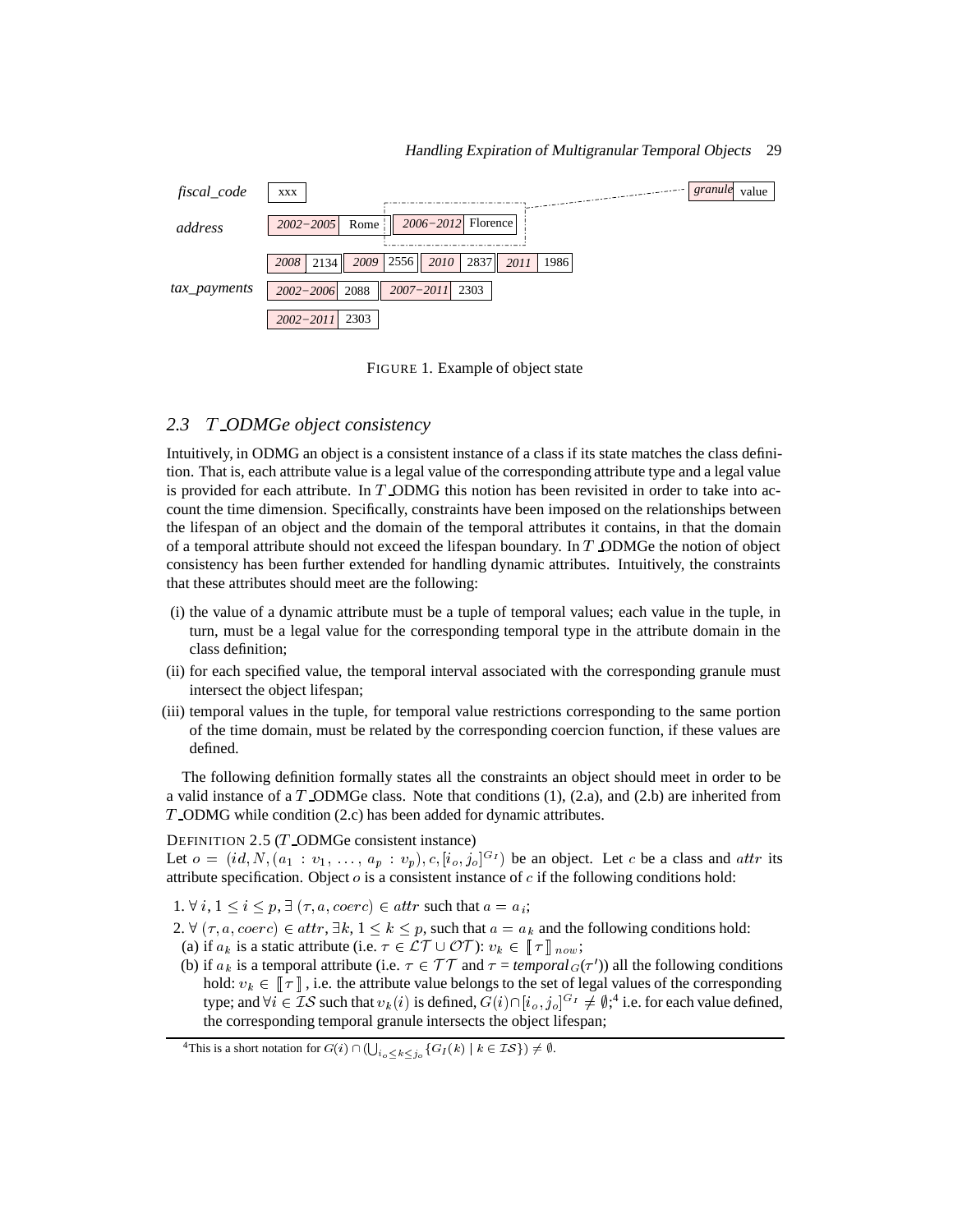| fiscal_code | xxx | | | |
|---|---|---|---|---|
| address | 2002−2005 Rome | 2006−2012 Florence | | |
| tax_payments | 2008 2134 | 2009 2556 | 2010 2837 | 2011 1986 |
| | 2002−2006 2088 | 2007−2011 2303 | | |
| | 2002−2011 2303 | | | |

(granule | value)

FIGURE 1. Example of object state

### 2.3 $T\_ODMGe$ object consistency

Intuitively, in ODMG an object is a consistent instance of a class if its state matches the class definition. That is, each attribute value is a legal value of the corresponding attribute type and a legal value is provided for each attribute. In $T\_$ODMG this notion has been revisited in order to take into account the time dimension. Specifically, constraints have been imposed on the relationships between the lifespan of an object and the domain of the temporal attributes it contains, in that the domain of a temporal attribute should not exceed the lifespan boundary. In $T\_$ODMGe the notion of object consistency has been further extended for handling dynamic attributes. Intuitively, the constraints that these attributes should meet are the following:

(i) the value of a dynamic attribute must be a tuple of temporal values; each value in the tuple, in turn, must be a legal value for the corresponding temporal type in the attribute domain in the class definition;

(ii) for each specified value, the temporal interval associated with the corresponding granule must intersect the object lifespan;

(iii) temporal values in the tuple, for temporal value restrictions corresponding to the same portion of the time domain, must be related by the corresponding coercion function, if these values are defined.

The following definition formally states all the constraints an object should meet in order to be a valid instance of a $T\_$ODMGe class. Note that conditions (1), (2.a), and (2.b) are inherited from $T\_$ODMG while condition (2.c) has been added for dynamic attributes.

DEFINITION 2.5 ($T\_$ODMGe consistent instance)
Let $o = (id, N, (a_1 : v_1, \ldots, a_p : v_p), c, [i_o, j_o]^{G_I})$ be an object. Let $c$ be a class and $attr$ its attribute specification. Object $o$ is a consistent instance of $c$ if the following conditions hold:

1. $\forall\, i, 1 \leq i \leq p, \exists\, (\tau, a, coerc) \in attr$ such that $a = a_i$;
2. $\forall\, (\tau, a, coerc) \in attr, \exists k, 1 \leq k \leq p$, such that $a = a_k$ and the following conditions hold:
   (a) if $a_k$ is a static attribute (i.e. $\tau \in \mathcal{LT} \cup \mathcal{OT}$): $v_k \in [\![\tau]\!]_{now}$;
   (b) if $a_k$ is a temporal attribute (i.e. $\tau \in \mathcal{TT}$ and $\tau = temporal_G(\tau')$) all the following conditions hold: $v_k \in [\![\tau]\!]$, i.e. the attribute value belongs to the set of legal values of the corresponding type; and $\forall i \in \mathcal{IS}$ such that $v_k(i)$ is defined, $G(i) \cap [i_o, j_o]^{G_I} \neq \emptyset$;[4] i.e. for each value defined, the corresponding temporal granule intersects the object lifespan;

[4] This is a short notation for $G(i) \cap (\bigcup_{i_o \leq k \leq j_o} \{G_I(k) \mid k \in \mathcal{IS}\}) \neq \emptyset$.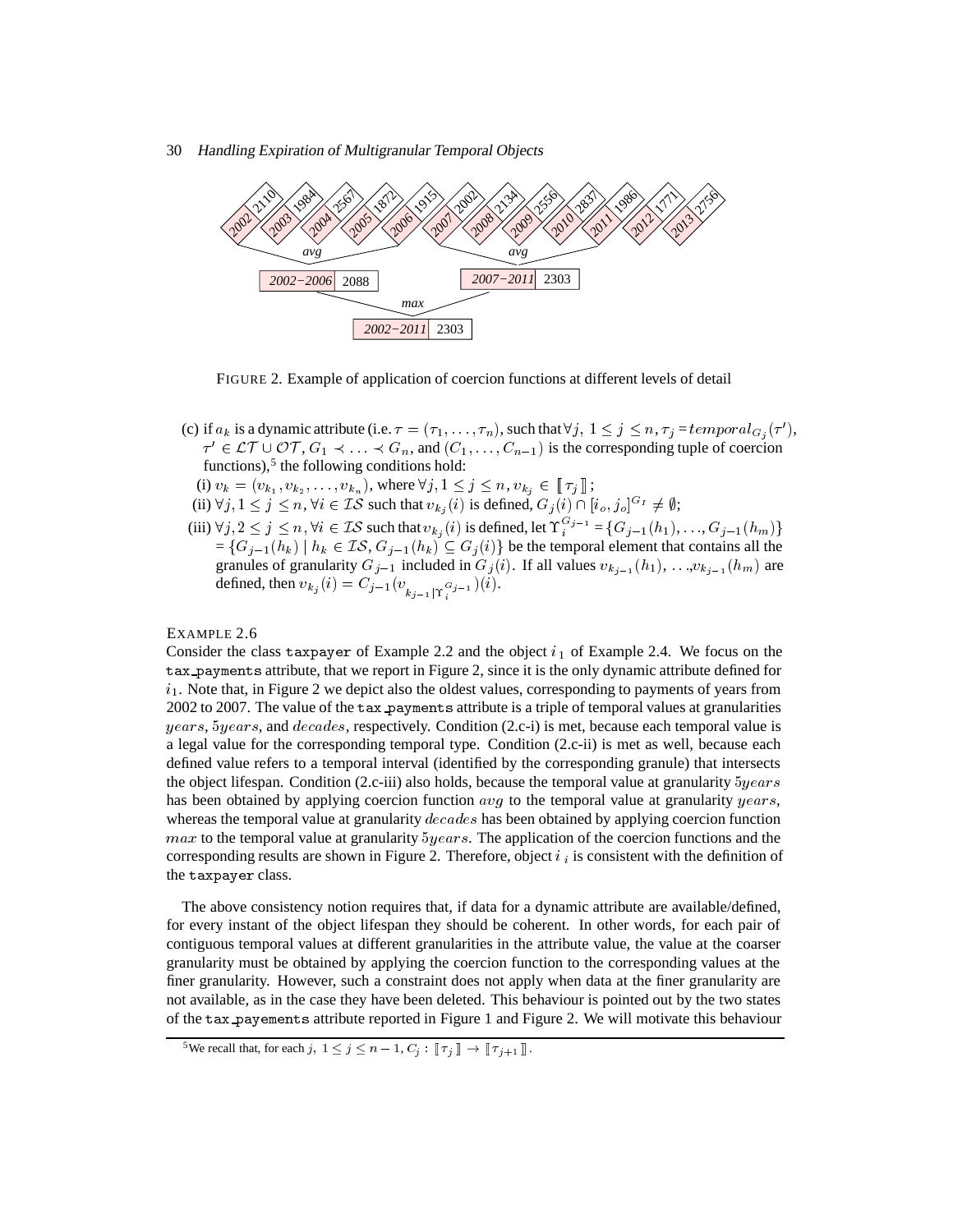FIGURE 2. Example of application of coercion functions at different levels of detail

(c) if $a_k$ is a dynamic attribute (i.e. $\tau = (\tau_1, \ldots, \tau_n)$, such that $\forall j,\ 1 \leq j \leq n, \tau_j = temporal_{G_j}(\tau')$, $\tau' \in \mathcal{LT} \cup \mathcal{OT}$, $G_1 \prec \ldots \prec G_n$, and $(C_1, \ldots, C_{n-1})$ is the corresponding tuple of coercion functions),[5] the following conditions hold:

(i) $v_k = (v_{k_1}, v_{k_2}, \ldots, v_{k_n})$, where $\forall j, 1 \leq j \leq n, v_{k_j} \in [\![ \tau_j ]\!]$;

(ii) $\forall j, 1 \leq j \leq n, \forall i \in \mathcal{IS}$ such that $v_{k_j}(i)$ is defined, $G_j(i) \cap [i_o, j_o]^{G_I} \neq \emptyset$;

(iii) $\forall j, 2 \leq j \leq n, \forall i \in \mathcal{IS}$ such that $v_{k_j}(i)$ is defined, let $\Upsilon_i^{G_{j-1}} = \{G_{j-1}(h_1), \ldots, G_{j-1}(h_m)\} = \{G_{j-1}(h_k) \mid h_k \in \mathcal{IS}, G_{j-1}(h_k) \subseteq G_j(i)\}$ be the temporal element that contains all the granules of granularity $G_{j-1}$ included in $G_j(i)$. If all values $v_{k_{j-1}}(h_1), \ldots, v_{k_{j-1}}(h_m)$ are defined, then $v_{k_j}(i) = C_{j-1}(v_{k_{j-1} | \Upsilon_i^{G_{j-1}}})(i)$.

EXAMPLE 2.6

Consider the class `taxpayer` of Example 2.2 and the object $i_1$ of Example 2.4. We focus on the `tax_payments` attribute, that we report in Figure 2, since it is the only dynamic attribute defined for $i_1$. Note that, in Figure 2 we depict also the oldest values, corresponding to payments of years from 2002 to 2007. The value of the `tax_payments` attribute is a triple of temporal values at granularities $years$, $5years$, and $decades$, respectively. Condition (2.c-i) is met, because each temporal value is a legal value for the corresponding temporal type. Condition (2.c-ii) is met as well, because each defined value refers to a temporal interval (identified by the corresponding granule) that intersects the object lifespan. Condition (2.c-iii) also holds, because the temporal value at granularity $5years$ has been obtained by applying coercion function $avg$ to the temporal value at granularity $years$, whereas the temporal value at granularity $decades$ has been obtained by applying coercion function $max$ to the temporal value at granularity $5years$. The application of the coercion functions and the corresponding results are shown in Figure 2. Therefore, object $i_i$ is consistent with the definition of the `taxpayer` class.

The above consistency notion requires that, if data for a dynamic attribute are available/defined, for every instant of the object lifespan they should be coherent. In other words, for each pair of contiguous temporal values at different granularities in the attribute value, the value at the coarser granularity must be obtained by applying the coercion function to the corresponding values at the finer granularity. However, such a constraint does not apply when data at the finer granularity are not available, as in the case they have been deleted. This behaviour is pointed out by the two states of the `tax_payements` attribute reported in Figure 1 and Figure 2. We will motivate this behaviour

[5] We recall that, for each $j,\ 1 \leq j \leq n-1$, $C_j : [\![ \tau_j ]\!] \rightarrow [\![ \tau_{j+1} ]\!]$.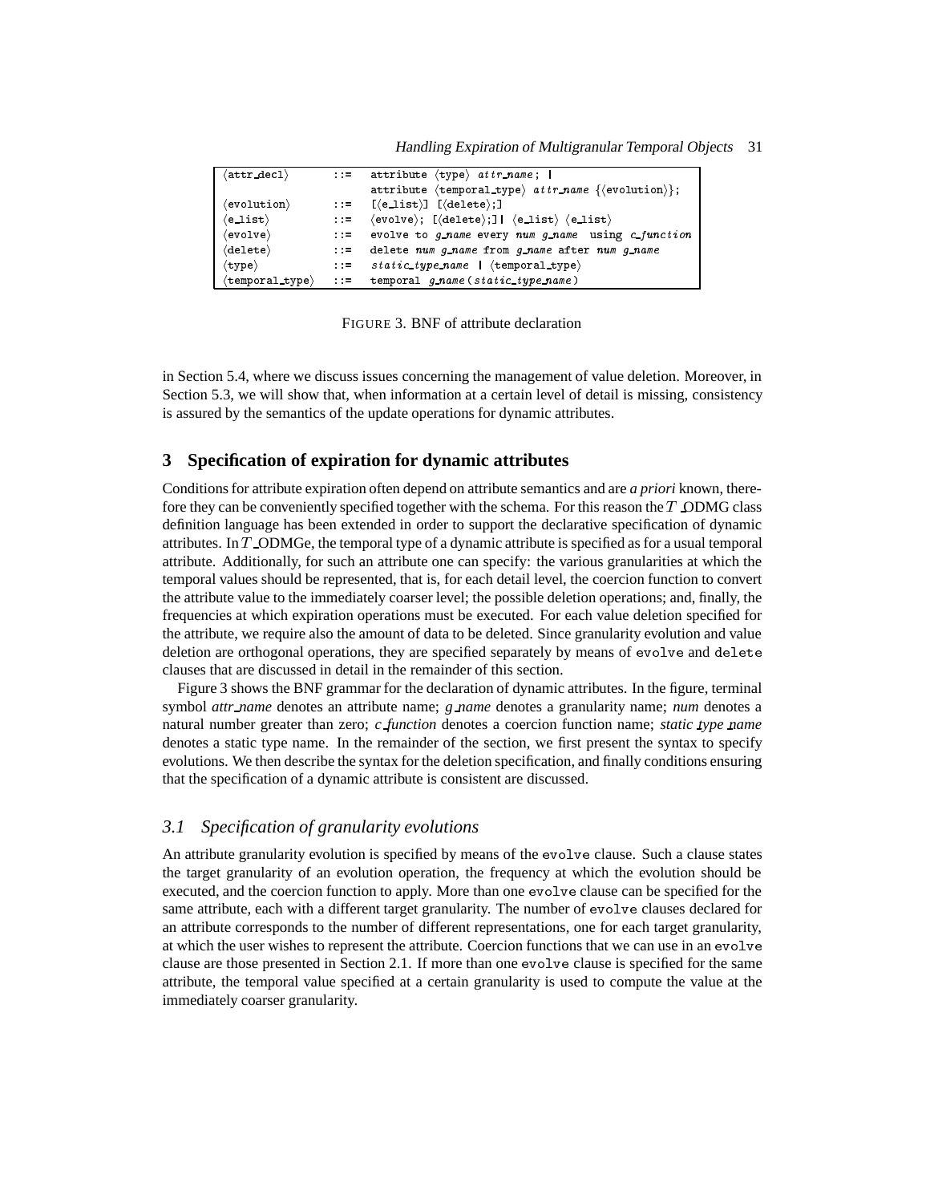```
⟨attr_decl⟩       ::=  attribute ⟨type⟩ attr_name; |
                       attribute ⟨temporal_type⟩ attr_name {⟨evolution⟩};
⟨evolution⟩       ::=  [⟨e_list⟩] [⟨delete⟩;]
⟨e_list⟩          ::=  ⟨evolve⟩; [⟨delete⟩;]| ⟨e_list⟩ ⟨e_list⟩
⟨evolve⟩          ::=  evolve to g_name every num g_name  using c_function
⟨delete⟩          ::=  delete num g_name from g_name after num g_name
⟨type⟩            ::=  static_type_name | ⟨temporal_type⟩
⟨temporal_type⟩   ::=  temporal g_name(static_type_name)
```

FIGURE 3. BNF of attribute declaration

in Section 5.4, where we discuss issues concerning the management of value deletion. Moreover, in Section 5.3, we will show that, when information at a certain level of detail is missing, consistency is assured by the semantics of the update operations for dynamic attributes.

## 3 Specification of expiration for dynamic attributes

Conditions for attribute expiration often depend on attribute semantics and are *a priori* known, therefore they can be conveniently specified together with the schema. For this reason the $T$_ODMG class definition language has been extended in order to support the declarative specification of dynamic attributes. In $T$_ODMGe, the temporal type of a dynamic attribute is specified as for a usual temporal attribute. Additionally, for such an attribute one can specify: the various granularities at which the temporal values should be represented, that is, for each detail level, the coercion function to convert the attribute value to the immediately coarser level; the possible deletion operations; and, finally, the frequencies at which expiration operations must be executed. For each value deletion specified for the attribute, we require also the amount of data to be deleted. Since granularity evolution and value deletion are orthogonal operations, they are specified separately by means of `evolve` and `delete` clauses that are discussed in detail in the remainder of this section.

Figure 3 shows the BNF grammar for the declaration of dynamic attributes. In the figure, terminal symbol *attr_name* denotes an attribute name; *g_name* denotes a granularity name; *num* denotes a natural number greater than zero; *c_function* denotes a coercion function name; *static_type_name* denotes a static type name. In the remainder of the section, we first present the syntax to specify evolutions. We then describe the syntax for the deletion specification, and finally conditions ensuring that the specification of a dynamic attribute is consistent are discussed.

### 3.1 Specification of granularity evolutions

An attribute granularity evolution is specified by means of the `evolve` clause. Such a clause states the target granularity of an evolution operation, the frequency at which the evolution should be executed, and the coercion function to apply. More than one `evolve` clause can be specified for the same attribute, each with a different target granularity. The number of `evolve` clauses declared for an attribute corresponds to the number of different representations, one for each target granularity, at which the user wishes to represent the attribute. Coercion functions that we can use in an `evolve` clause are those presented in Section 2.1. If more than one `evolve` clause is specified for the same attribute, the temporal value specified at a certain granularity is used to compute the value at the immediately coarser granularity.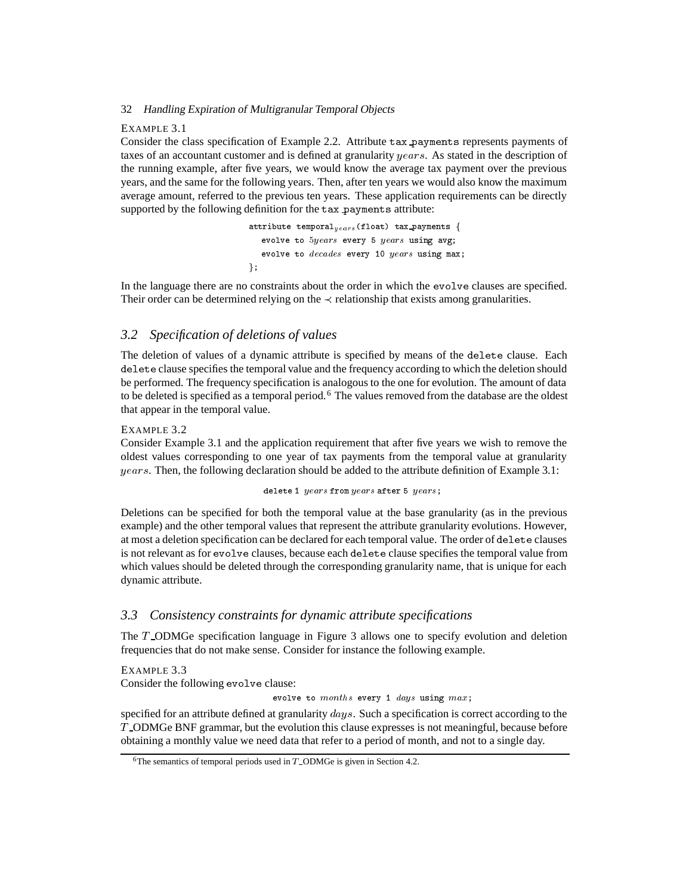EXAMPLE 3.1

Consider the class specification of Example 2.2. Attribute tax_payments represents payments of taxes of an accountant customer and is defined at granularity $years$. As stated in the description of the running example, after five years, we would know the average tax payment over the previous years, and the same for the following years. Then, after ten years we would also know the maximum average amount, referred to the previous ten years. These application requirements can be directly supported by the following definition for the tax_payments attribute:

```
attribute temporal_years(float) tax_payments {
   evolve to 5years every 5 years using avg;
   evolve to decades every 10 years using max;
};
```

In the language there are no constraints about the order in which the evolve clauses are specified. Their order can be determined relying on the $\prec$ relationship that exists among granularities.

## 3.2 Specification of deletions of values

The deletion of values of a dynamic attribute is specified by means of the delete clause. Each delete clause specifies the temporal value and the frequency according to which the deletion should be performed. The frequency specification is analogous to the one for evolution. The amount of data to be deleted is specified as a temporal period.[6] The values removed from the database are the oldest that appear in the temporal value.

EXAMPLE 3.2

Consider Example 3.1 and the application requirement that after five years we wish to remove the oldest values corresponding to one year of tax payments from the temporal value at granularity $years$. Then, the following declaration should be added to the attribute definition of Example 3.1:

```
delete 1 years from years after 5 years;
```

Deletions can be specified for both the temporal value at the base granularity (as in the previous example) and the other temporal values that represent the attribute granularity evolutions. However, at most a deletion specification can be declared for each temporal value. The order of delete clauses is not relevant as for evolve clauses, because each delete clause specifies the temporal value from which values should be deleted through the corresponding granularity name, that is unique for each dynamic attribute.

## 3.3 Consistency constraints for dynamic attribute specifications

The $T$_ODMGe specification language in Figure 3 allows one to specify evolution and deletion frequencies that do not make sense. Consider for instance the following example.

EXAMPLE 3.3

Consider the following evolve clause:

```
evolve to months every 1 days using max;
```

specified for an attribute defined at granularity $days$. Such a specification is correct according to the $T$_ODMGe BNF grammar, but the evolution this clause expresses is not meaningful, because before obtaining a monthly value we need data that refer to a period of month, and not to a single day.

---

[6] The semantics of temporal periods used in $T$_ODMGe is given in Section 4.2.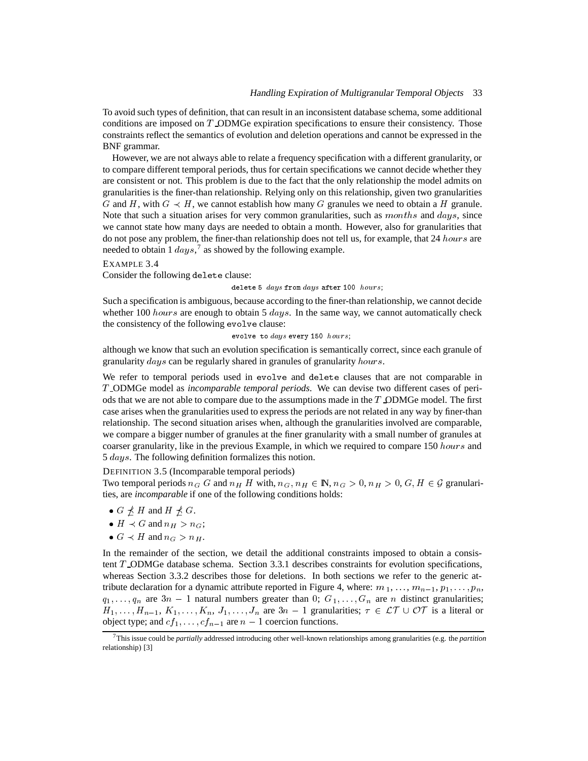To avoid such types of definition, that can result in an inconsistent database schema, some additional conditions are imposed on $T\_$ODMGe expiration specifications to ensure their consistency. Those constraints reflect the semantics of evolution and deletion operations and cannot be expressed in the BNF grammar.

However, we are not always able to relate a frequency specification with a different granularity, or to compare different temporal periods, thus for certain specifications we cannot decide whether they are consistent or not. This problem is due to the fact that the only relationship the model admits on granularities is the finer-than relationship. Relying only on this relationship, given two granularities $G$ and $H$, with $G \prec H$, we cannot establish how many $G$ granules we need to obtain a $H$ granule. Note that such a situation arises for very common granularities, such as $months$ and $days$, since we cannot state how many days are needed to obtain a month. However, also for granularities that do not pose any problem, the finer-than relationship does not tell us, for example, that 24 $hours$ are needed to obtain 1 $days$,[7] as showed by the following example.

EXAMPLE 3.4
Consider the following `delete` clause:

`delete 5` $days$ `from` $days$ `after 100` $hours$;

Such a specification is ambiguous, because according to the finer-than relationship, we cannot decide whether 100 $hours$ are enough to obtain 5 $days$. In the same way, we cannot automatically check the consistency of the following `evolve` clause:

`evolve to` $days$ `every 150` $hours$;

although we know that such an evolution specification is semantically correct, since each granule of granularity $days$ can be regularly shared in granules of granularity $hours$.

We refer to temporal periods used in `evolve` and `delete` clauses that are not comparable in $T\_$ODMGe model as *incomparable temporal periods*. We can devise two different cases of periods that we are not able to compare due to the assumptions made in the $T\_$ODMGe model. The first case arises when the granularities used to express the periods are not related in any way by finer-than relationship. The second situation arises when, although the granularities involved are comparable, we compare a bigger number of granules at the finer granularity with a small number of granules at coarser granularity, like in the previous Example, in which we required to compare 150 $hours$ and 5 $days$. The following definition formalizes this notion.

DEFINITION 3.5 (Incomparable temporal periods)
Two temporal periods $n_G\ G$ and $n_H\ H$ with, $n_G, n_H \in \mathbb{N}$, $n_G > 0$, $n_H > 0$, $G, H \in \mathcal{G}$ granularities, are *incomparable* if one of the following conditions holds:

- $G \not\preceq H$ and $H \not\preceq G$.
- $H \prec G$ and $n_H > n_G$;
- $G \prec H$ and $n_G > n_H$.

In the remainder of the section, we detail the additional constraints imposed to obtain a consistent $T\_$ODMGe database schema. Section 3.3.1 describes constraints for evolution specifications, whereas Section 3.3.2 describes those for deletions. In both sections we refer to the generic attribute declaration for a dynamic attribute reported in Figure 4, where: $m_1, \ldots, m_{n-1}, p_1, \ldots, p_n$, $q_1, \ldots, q_n$ are $3n-1$ natural numbers greater than 0; $G_1, \ldots, G_n$ are $n$ distinct granularities; $H_1, \ldots, H_{n-1}$, $K_1, \ldots, K_n$, $J_1, \ldots, J_n$ are $3n-1$ granularities; $\tau \in \mathcal{LT} \cup \mathcal{OT}$ is a literal or object type; and $cf_1, \ldots, cf_{n-1}$ are $n-1$ coercion functions.

[7] This issue could be *partially* addressed introducing other well-known relationships among granularities (e.g. the *partition* relationship) [3]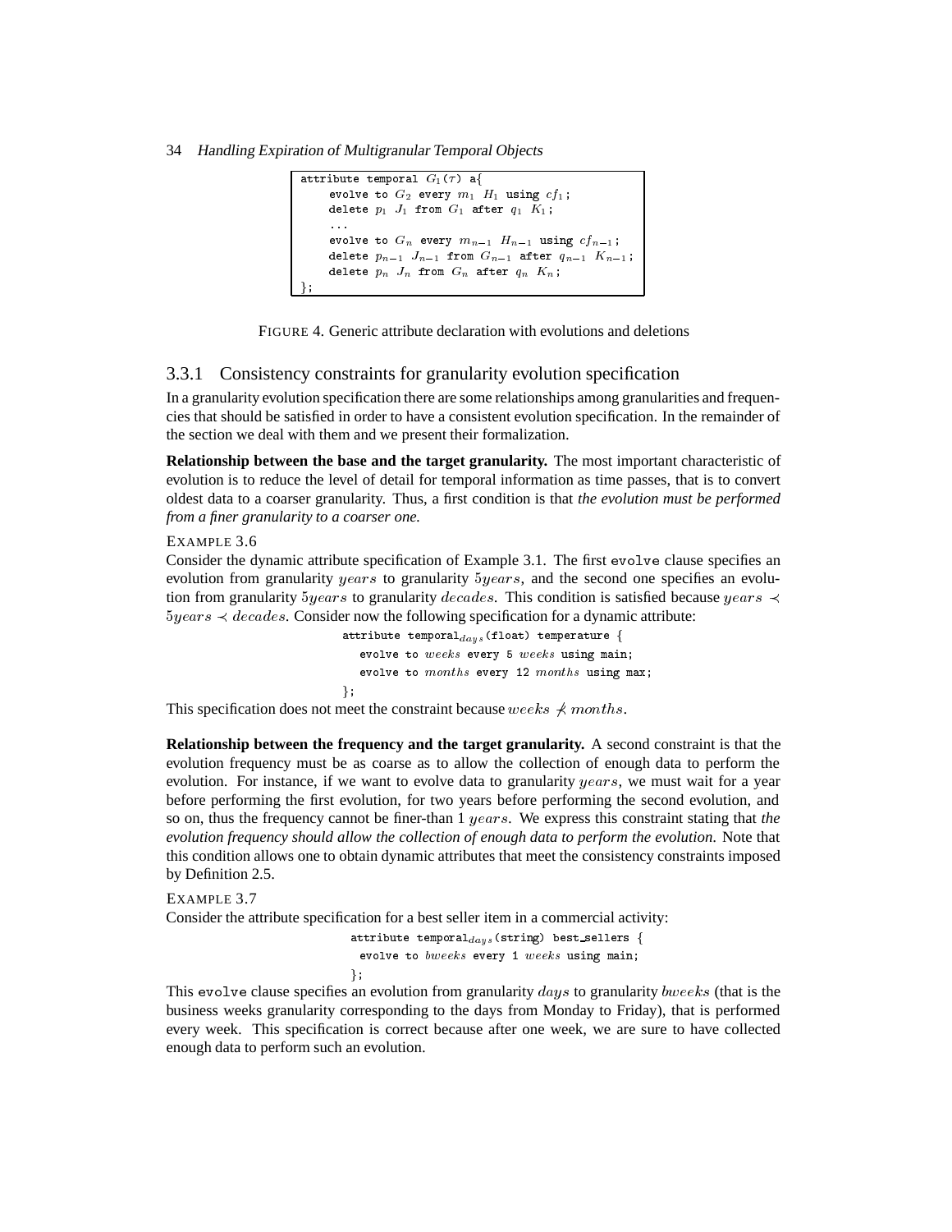```
attribute temporal G_1(τ) a{
     evolve to G_2 every m_1 H_1 using cf_1;
     delete p_1 J_1 from G_1 after q_1 K_1;
     ...
     evolve to G_n every m_{n-1} H_{n-1} using cf_{n-1};
     delete p_{n-1} J_{n-1} from G_{n-1} after q_{n-1} K_{n-1};
     delete p_n J_n from G_n after q_n K_n;
};
```

FIGURE 4. Generic attribute declaration with evolutions and deletions

### 3.3.1 Consistency constraints for granularity evolution specification

In a granularity evolution specification there are some relationships among granularities and frequencies that should be satisfied in order to have a consistent evolution specification. In the remainder of the section we deal with them and we present their formalization.

**Relationship between the base and the target granularity.** The most important characteristic of evolution is to reduce the level of detail for temporal information as time passes, that is to convert oldest data to a coarser granularity. Thus, a first condition is that *the evolution must be performed from a finer granularity to a coarser one.*

EXAMPLE 3.6

Consider the dynamic attribute specification of Example 3.1. The first evolve clause specifies an evolution from granularity $years$ to granularity $5years$, and the second one specifies an evolution from granularity $5years$ to granularity $decades$. This condition is satisfied because $years \prec 5years \prec decades$. Consider now the following specification for a dynamic attribute:

```
attribute temporal_days(float) temperature {
   evolve to weeks every 5 weeks using main;
   evolve to months every 12 months using max;
};
```

This specification does not meet the constraint because $weeks \not\prec months$.

**Relationship between the frequency and the target granularity.** A second constraint is that the evolution frequency must be as coarse as to allow the collection of enough data to perform the evolution. For instance, if we want to evolve data to granularity $years$, we must wait for a year before performing the first evolution, for two years before performing the second evolution, and so on, thus the frequency cannot be finer-than 1 $years$. We express this constraint stating that *the evolution frequency should allow the collection of enough data to perform the evolution.* Note that this condition allows one to obtain dynamic attributes that meet the consistency constraints imposed by Definition 2.5.

EXAMPLE 3.7

Consider the attribute specification for a best seller item in a commercial activity:

```
attribute temporal_days(string) best_sellers {
  evolve to bweeks every 1 weeks using main;
};
```

This evolve clause specifies an evolution from granularity $days$ to granularity $bweeks$ (that is the business weeks granularity corresponding to the days from Monday to Friday), that is performed every week. This specification is correct because after one week, we are sure to have collected enough data to perform such an evolution.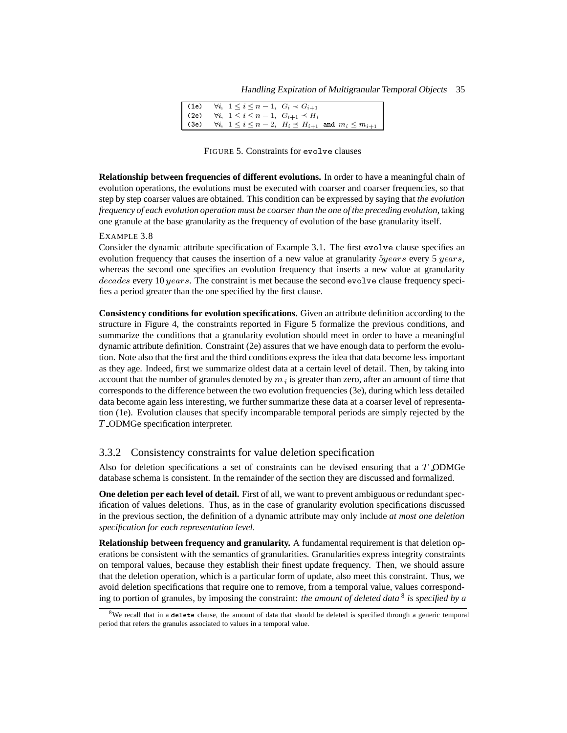| | |
|---|---|
| (1e) | $\forall i,\ 1 \le i \le n-1,\ G_i \prec G_{i+1}$ |
| (2e) | $\forall i,\ 1 \le i \le n-1,\ G_{i+1} \preceq H_i$ |
| (3e) | $\forall i,\ 1 \le i \le n-2,\ H_i \preceq H_{i+1}$ and $m_i \le m_{i+1}$ |

FIGURE 5. Constraints for `evolve` clauses

**Relationship between frequencies of different evolutions.** In order to have a meaningful chain of evolution operations, the evolutions must be executed with coarser and coarser frequencies, so that step by step coarser values are obtained. This condition can be expressed by saying that *the evolution frequency of each evolution operation must be coarser than the one of the preceding evolution*, taking one granule at the base granularity as the frequency of evolution of the base granularity itself.

EXAMPLE 3.8
Consider the dynamic attribute specification of Example 3.1. The first `evolve` clause specifies an evolution frequency that causes the insertion of a new value at granularity $5years$ every 5 $years$, whereas the second one specifies an evolution frequency that inserts a new value at granularity $decades$ every 10 $years$. The constraint is met because the second `evolve` clause frequency specifies a period greater than the one specified by the first clause.

**Consistency conditions for evolution specifications.** Given an attribute definition according to the structure in Figure 4, the constraints reported in Figure 5 formalize the previous conditions, and summarize the conditions that a granularity evolution should meet in order to have a meaningful dynamic attribute definition. Constraint (2e) assures that we have enough data to perform the evolution. Note also that the first and the third conditions express the idea that data become less important as they age. Indeed, first we summarize oldest data at a certain level of detail. Then, by taking into account that the number of granules denoted by $m_i$ is greater than zero, after an amount of time that corresponds to the difference between the two evolution frequencies (3e), during which less detailed data become again less interesting, we further summarize these data at a coarser level of representation (1e). Evolution clauses that specify incomparable temporal periods are simply rejected by the $T$_ODMGe specification interpreter.

### 3.3.2 Consistency constraints for value deletion specification

Also for deletion specifications a set of constraints can be devised ensuring that a $T$_ODMGe database schema is consistent. In the remainder of the section they are discussed and formalized.

**One deletion per each level of detail.** First of all, we want to prevent ambiguous or redundant specification of values deletions. Thus, as in the case of granularity evolution specifications discussed in the previous section, the definition of a dynamic attribute may only include *at most one deletion specification for each representation level*.

**Relationship between frequency and granularity.** A fundamental requirement is that deletion operations be consistent with the semantics of granularities. Granularities express integrity constraints on temporal values, because they establish their finest update frequency. Then, we should assure that the deletion operation, which is a particular form of update, also meet this constraint. Thus, we avoid deletion specifications that require one to remove, from a temporal value, values corresponding to portion of granules, by imposing the constraint: *the amount of deleted data* [8] *is specified by a*

[8] We recall that in a `delete` clause, the amount of data that should be deleted is specified through a generic temporal period that refers the granules associated to values in a temporal value.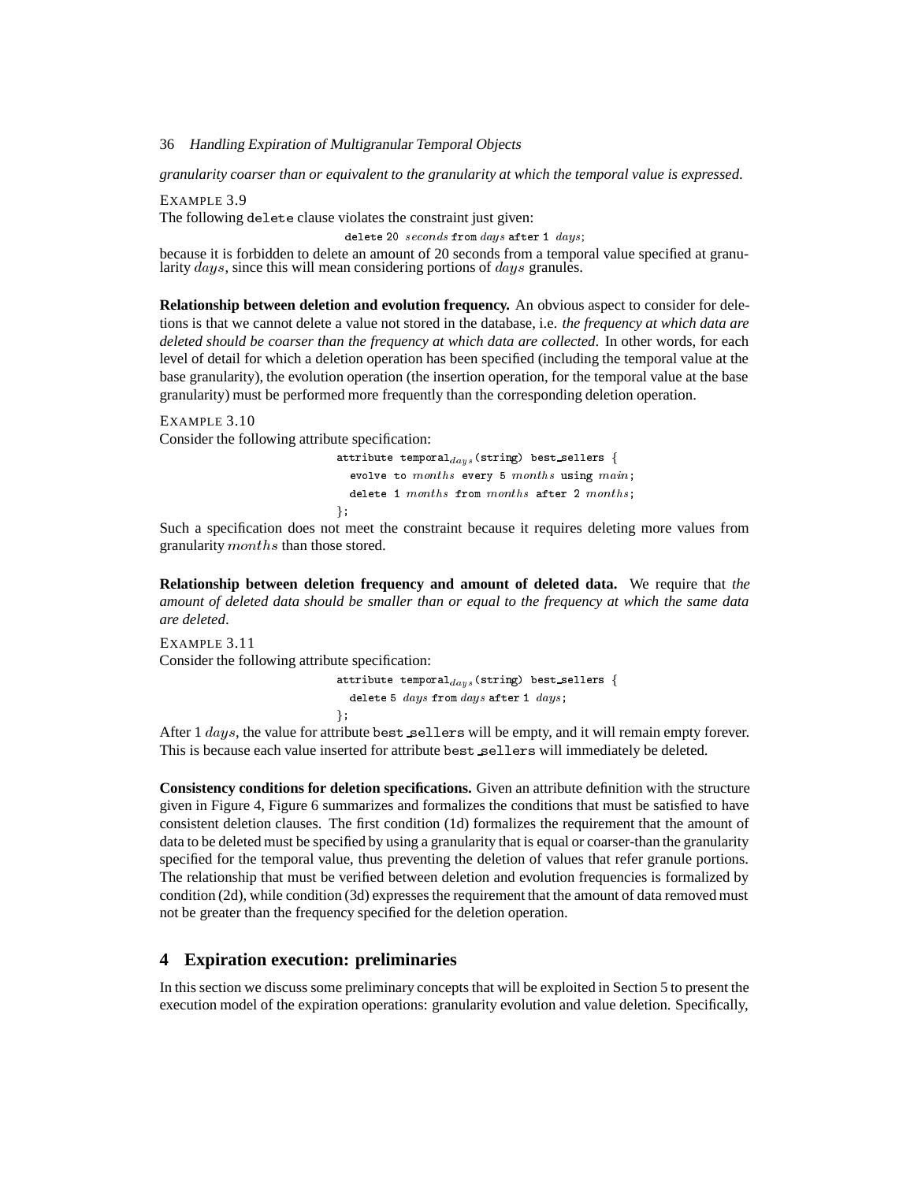*granularity coarser than or equivalent to the granularity at which the temporal value is expressed*.

EXAMPLE 3.9
The following `delete` clause violates the constraint just given:

```
delete 20 seconds from days after 1 days;
```

because it is forbidden to delete an amount of 20 seconds from a temporal value specified at granularity $days$, since this will mean considering portions of $days$ granules.

**Relationship between deletion and evolution frequency.** An obvious aspect to consider for deletions is that we cannot delete a value not stored in the database, i.e. *the frequency at which data are deleted should be coarser than the frequency at which data are collected*. In other words, for each level of detail for which a deletion operation has been specified (including the temporal value at the base granularity), the evolution operation (the insertion operation, for the temporal value at the base granularity) must be performed more frequently than the corresponding deletion operation.

EXAMPLE 3.10
Consider the following attribute specification:

```
attribute temporal_days(string) best_sellers {
  evolve to months every 5 months using main;
  delete 1 months from months after 2 months;
};
```

Such a specification does not meet the constraint because it requires deleting more values from granularity $months$ than those stored.

**Relationship between deletion frequency and amount of deleted data.** We require that *the amount of deleted data should be smaller than or equal to the frequency at which the same data are deleted*.

EXAMPLE 3.11
Consider the following attribute specification:

```
attribute temporal_days(string) best_sellers {
  delete 5 days from days after 1 days;
};
```

After 1 $days$, the value for attribute `best_sellers` will be empty, and it will remain empty forever. This is because each value inserted for attribute `best_sellers` will immediately be deleted.

**Consistency conditions for deletion specifications.** Given an attribute definition with the structure given in Figure 4, Figure 6 summarizes and formalizes the conditions that must be satisfied to have consistent deletion clauses. The first condition (1d) formalizes the requirement that the amount of data to be deleted must be specified by using a granularity that is equal or coarser-than the granularity specified for the temporal value, thus preventing the deletion of values that refer granule portions. The relationship that must be verified between deletion and evolution frequencies is formalized by condition (2d), while condition (3d) expresses the requirement that the amount of data removed must not be greater than the frequency specified for the deletion operation.

## 4 Expiration execution: preliminaries

In this section we discuss some preliminary concepts that will be exploited in Section 5 to present the execution model of the expiration operations: granularity evolution and value deletion. Specifically,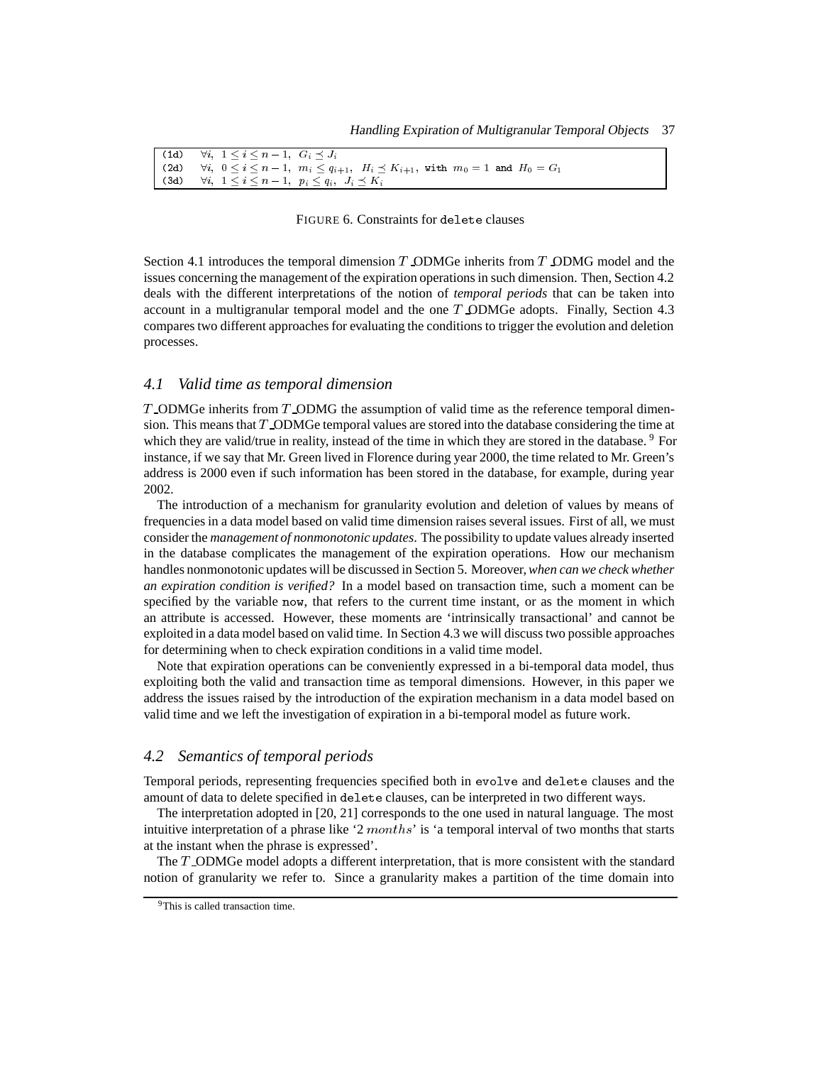| | |
|---|---|
| (1d) | $\forall i,\ 1 \leq i \leq n-1,\ G_i \preceq J_i$ |
| (2d) | $\forall i,\ 0 \leq i \leq n-1,\ m_i \leq q_{i+1},\ H_i \preceq K_{i+1},$ with $m_0 = 1$ and $H_0 = G_1$ |
| (3d) | $\forall i,\ 1 \leq i \leq n-1,\ p_i \leq q_i,\ J_i \preceq K_i$ |

FIGURE 6. Constraints for `delete` clauses

Section 4.1 introduces the temporal dimension $T$\_ODMGe inherits from $T$\_ODMG model and the issues concerning the management of the expiration operations in such dimension. Then, Section 4.2 deals with the different interpretations of the notion of *temporal periods* that can be taken into account in a multigranular temporal model and the one $T$\_ODMGe adopts. Finally, Section 4.3 compares two different approaches for evaluating the conditions to trigger the evolution and deletion processes.

## 4.1 Valid time as temporal dimension

$T$\_ODMGe inherits from $T$\_ODMG the assumption of valid time as the reference temporal dimension. This means that $T$\_ODMGe temporal values are stored into the database considering the time at which they are valid/true in reality, instead of the time in which they are stored in the database. [9] For instance, if we say that Mr. Green lived in Florence during year 2000, the time related to Mr. Green's address is 2000 even if such information has been stored in the database, for example, during year 2002.

The introduction of a mechanism for granularity evolution and deletion of values by means of frequencies in a data model based on valid time dimension raises several issues. First of all, we must consider the *management of nonmonotonic updates*. The possibility to update values already inserted in the database complicates the management of the expiration operations. How our mechanism handles nonmonotonic updates will be discussed in Section 5. Moreover, *when can we check whether an expiration condition is verified?* In a model based on transaction time, such a moment can be specified by the variable `now`, that refers to the current time instant, or as the moment in which an attribute is accessed. However, these moments are 'intrinsically transactional' and cannot be exploited in a data model based on valid time. In Section 4.3 we will discuss two possible approaches for determining when to check expiration conditions in a valid time model.

Note that expiration operations can be conveniently expressed in a bi-temporal data model, thus exploiting both the valid and transaction time as temporal dimensions. However, in this paper we address the issues raised by the introduction of the expiration mechanism in a data model based on valid time and we left the investigation of expiration in a bi-temporal model as future work.

## 4.2 Semantics of temporal periods

Temporal periods, representing frequencies specified both in `evolve` and `delete` clauses and the amount of data to delete specified in `delete` clauses, can be interpreted in two different ways.

The interpretation adopted in [20, 21] corresponds to the one used in natural language. The most intuitive interpretation of a phrase like '2 $months$' is 'a temporal interval of two months that starts at the instant when the phrase is expressed'.

The $T$\_ODMGe model adopts a different interpretation, that is more consistent with the standard notion of granularity we refer to. Since a granularity makes a partition of the time domain into

[9] This is called transaction time.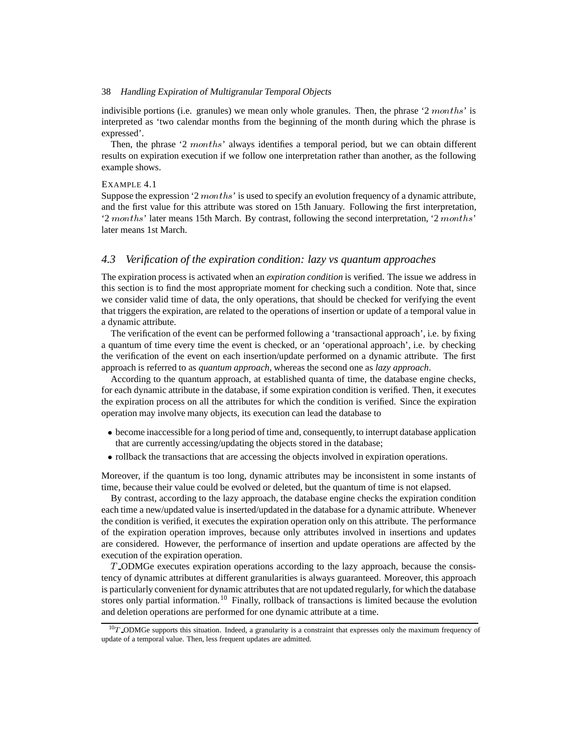indivisible portions (i.e. granules) we mean only whole granules. Then, the phrase '2 $months$' is interpreted as 'two calendar months from the beginning of the month during which the phrase is expressed'.

Then, the phrase '2 $months$' always identifies a temporal period, but we can obtain different results on expiration execution if we follow one interpretation rather than another, as the following example shows.

EXAMPLE 4.1
Suppose the expression '2 $months$' is used to specify an evolution frequency of a dynamic attribute, and the first value for this attribute was stored on 15th January. Following the first interpretation, '2 $months$' later means 15th March. By contrast, following the second interpretation, '2 $months$' later means 1st March.

### 4.3 Verification of the expiration condition: lazy vs quantum approaches

The expiration process is activated when an *expiration condition* is verified. The issue we address in this section is to find the most appropriate moment for checking such a condition. Note that, since we consider valid time of data, the only operations, that should be checked for verifying the event that triggers the expiration, are related to the operations of insertion or update of a temporal value in a dynamic attribute.

The verification of the event can be performed following a 'transactional approach', i.e. by fixing a quantum of time every time the event is checked, or an 'operational approach', i.e. by checking the verification of the event on each insertion/update performed on a dynamic attribute. The first approach is referred to as *quantum approach*, whereas the second one as *lazy approach*.

According to the quantum approach, at established quanta of time, the database engine checks, for each dynamic attribute in the database, if some expiration condition is verified. Then, it executes the expiration process on all the attributes for which the condition is verified. Since the expiration operation may involve many objects, its execution can lead the database to

- become inaccessible for a long period of time and, consequently, to interrupt database application that are currently accessing/updating the objects stored in the database;
- rollback the transactions that are accessing the objects involved in expiration operations.

Moreover, if the quantum is too long, dynamic attributes may be inconsistent in some instants of time, because their value could be evolved or deleted, but the quantum of time is not elapsed.

By contrast, according to the lazy approach, the database engine checks the expiration condition each time a new/updated value is inserted/updated in the database for a dynamic attribute. Whenever the condition is verified, it executes the expiration operation only on this attribute. The performance of the expiration operation improves, because only attributes involved in insertions and updates are considered. However, the performance of insertion and update operations are affected by the execution of the expiration operation.

$T$_ODMGe executes expiration operations according to the lazy approach, because the consistency of dynamic attributes at different granularities is always guaranteed. Moreover, this approach is particularly convenient for dynamic attributes that are not updated regularly, for which the database stores only partial information.[10] Finally, rollback of transactions is limited because the evolution and deletion operations are performed for one dynamic attribute at a time.

[10] $T$_ODMGe supports this situation. Indeed, a granularity is a constraint that expresses only the maximum frequency of update of a temporal value. Then, less frequent updates are admitted.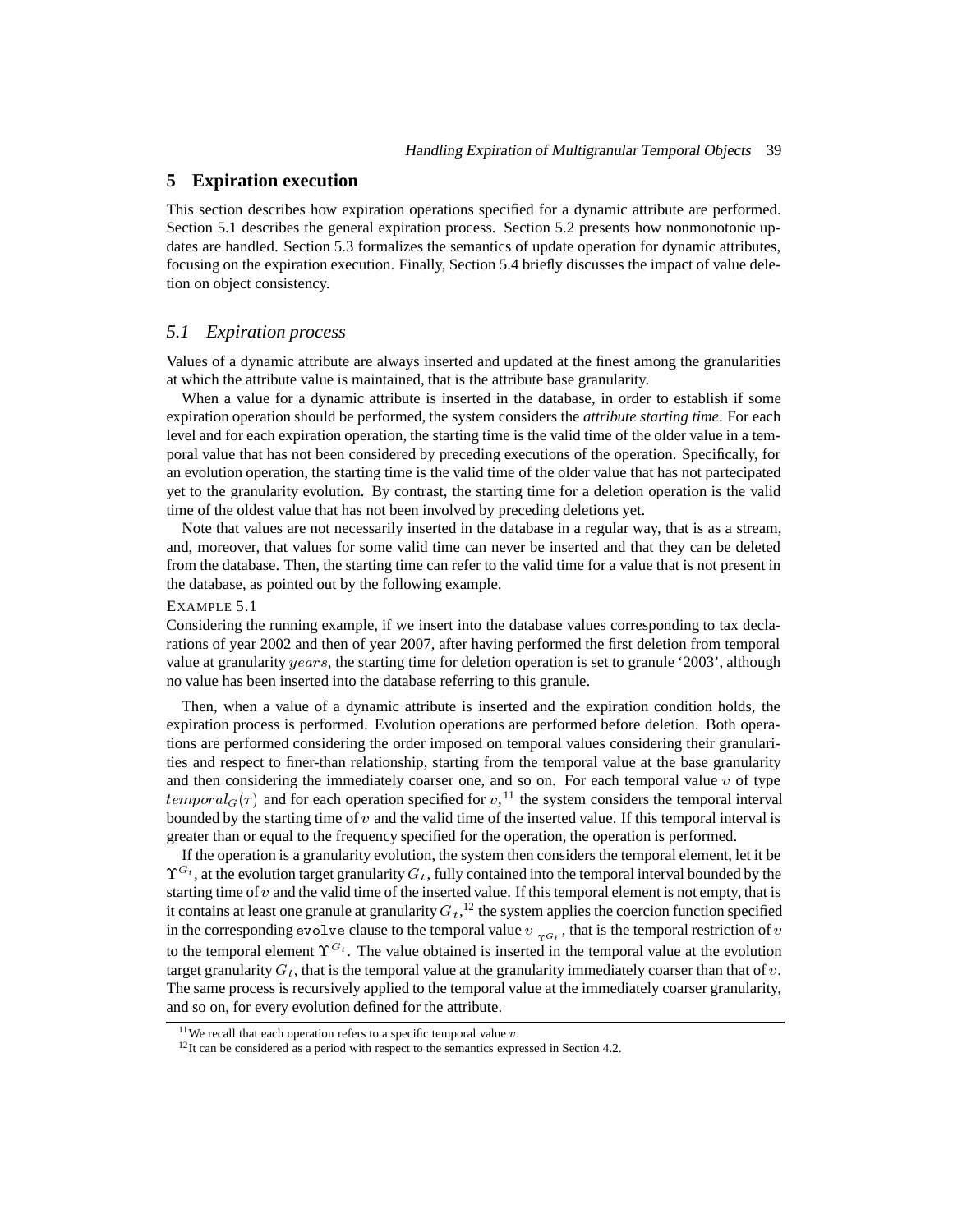## 5 Expiration execution

This section describes how expiration operations specified for a dynamic attribute are performed. Section 5.1 describes the general expiration process. Section 5.2 presents how nonmonotonic updates are handled. Section 5.3 formalizes the semantics of update operation for dynamic attributes, focusing on the expiration execution. Finally, Section 5.4 briefly discusses the impact of value deletion on object consistency.

### *5.1 Expiration process*

Values of a dynamic attribute are always inserted and updated at the finest among the granularities at which the attribute value is maintained, that is the attribute base granularity.

When a value for a dynamic attribute is inserted in the database, in order to establish if some expiration operation should be performed, the system considers the *attribute starting time*. For each level and for each expiration operation, the starting time is the valid time of the older value in a temporal value that has not been considered by preceding executions of the operation. Specifically, for an evolution operation, the starting time is the valid time of the older value that has not partecipated yet to the granularity evolution. By contrast, the starting time for a deletion operation is the valid time of the oldest value that has not been involved by preceding deletions yet.

Note that values are not necessarily inserted in the database in a regular way, that is as a stream, and, moreover, that values for some valid time can never be inserted and that they can be deleted from the database. Then, the starting time can refer to the valid time for a value that is not present in the database, as pointed out by the following example.

EXAMPLE 5.1
Considering the running example, if we insert into the database values corresponding to tax declarations of year 2002 and then of year 2007, after having performed the first deletion from temporal value at granularity $years$, the starting time for deletion operation is set to granule '2003', although no value has been inserted into the database referring to this granule.

Then, when a value of a dynamic attribute is inserted and the expiration condition holds, the expiration process is performed. Evolution operations are performed before deletion. Both operations are performed considering the order imposed on temporal values considering their granularities and respect to finer-than relationship, starting from the temporal value at the base granularity and then considering the immediately coarser one, and so on. For each temporal value $v$ of type $temporal_G(\tau)$ and for each operation specified for $v$,[11] the system considers the temporal interval bounded by the starting time of $v$ and the valid time of the inserted value. If this temporal interval is greater than or equal to the frequency specified for the operation, the operation is performed.

If the operation is a granularity evolution, the system then considers the temporal element, let it be $\Upsilon^{G_t}$, at the evolution target granularity $G_t$, fully contained into the temporal interval bounded by the starting time of $v$ and the valid time of the inserted value. If this temporal element is not empty, that is it contains at least one granule at granularity $G_t$,[12] the system applies the coercion function specified in the corresponding `evolve` clause to the temporal value $v_{|_{\Upsilon^{G_t}}}$, that is the temporal restriction of $v$ to the temporal element $\Upsilon^{G_t}$. The value obtained is inserted in the temporal value at the evolution target granularity $G_t$, that is the temporal value at the granularity immediately coarser than that of $v$. The same process is recursively applied to the temporal value at the immediately coarser granularity, and so on, for every evolution defined for the attribute.

[11] We recall that each operation refers to a specific temporal value $v$.

[12] It can be considered as a period with respect to the semantics expressed in Section 4.2.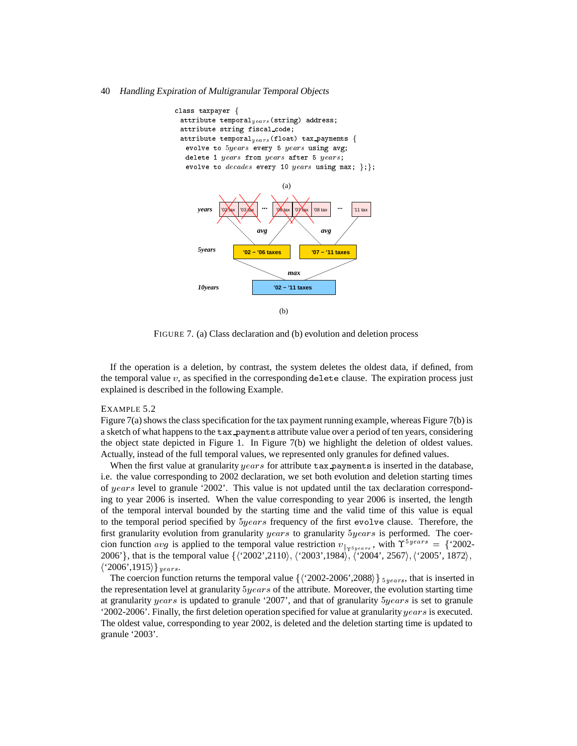```
class taxpayer {
 attribute temporal_years(string) address;
 attribute string fiscal_code;
 attribute temporal_years(float) tax_payments {
  evolve to 5years every 5 years using avg;
  delete 1 years from years after 5 years;
  evolve to decades every 10 years using max; };};
```

(a)

(b)

FIGURE 7. (a) Class declaration and (b) evolution and deletion process

If the operation is a deletion, by contrast, the system deletes the oldest data, if defined, from the temporal value $v$, as specified in the corresponding `delete` clause. The expiration process just explained is described in the following Example.

EXAMPLE 5.2
Figure 7(a) shows the class specification for the tax payment running example, whereas Figure 7(b) is a sketch of what happens to the `tax_payments` attribute value over a period of ten years, considering the object state depicted in Figure 1. In Figure 7(b) we highlight the deletion of oldest values. Actually, instead of the full temporal values, we represented only granules for defined values.

When the first value at granularity $years$ for attribute `tax_payments` is inserted in the database, i.e. the value corresponding to 2002 declaration, we set both evolution and deletion starting times of $years$ level to granule '2002'. This value is not updated until the tax declaration corresponding to year 2006 is inserted. When the value corresponding to year 2006 is inserted, the length of the temporal interval bounded by the starting time and the valid time of this value is equal to the temporal period specified by $5years$ frequency of the first `evolve` clause. Therefore, the first granularity evolution from granularity $years$ to granularity $5years$ is performed. The coercion function $avg$ is applied to the temporal value restriction $v_{|_{\Upsilon^{5years}}}$, with $\Upsilon^{5years} = \{$'2002-2006'$\}$, that is the temporal value $\{\langle$'2002',2110$\rangle, \langle$'2003',1984$\rangle, \langle$'2004', 2567$\rangle, \langle$'2005', 1872$\rangle, \langle$'2006',1915$\rangle\}_{years}$.

The coercion function returns the temporal value $\{\langle$'2002-2006',2088$\rangle\}_{5years}$, that is inserted in the representation level at granularity $5years$ of the attribute. Moreover, the evolution starting time at granularity $years$ is updated to granule '2007', and that of granularity $5years$ is set to granule '2002-2006'. Finally, the first deletion operation specified for value at granularity $years$ is executed. The oldest value, corresponding to year 2002, is deleted and the deletion starting time is updated to granule '2003'.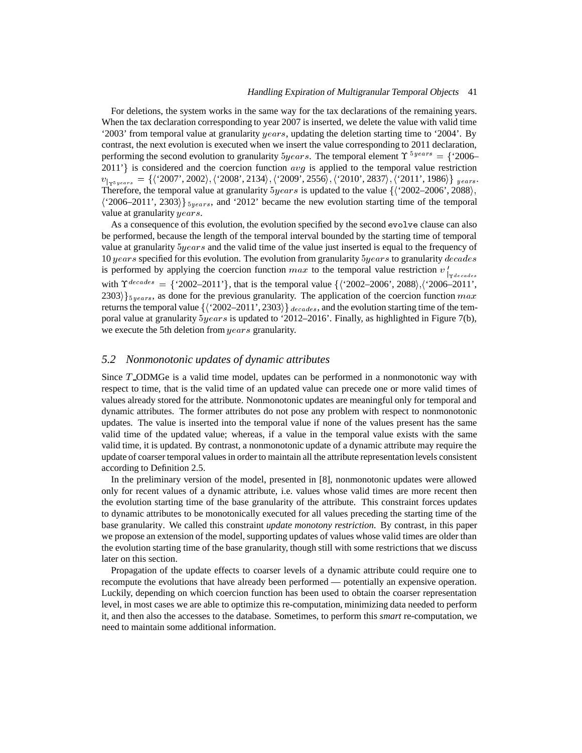For deletions, the system works in the same way for the tax declarations of the remaining years. When the tax declaration corresponding to year 2007 is inserted, we delete the value with valid time '2003' from temporal value at granularity $years$, updating the deletion starting time to '2004'. By contrast, the next evolution is executed when we insert the value corresponding to 2011 declaration, performing the second evolution to granularity $5years$. The temporal element $\Upsilon^{5years} = \{$'2006–2011'$\}$ is considered and the coercion function $avg$ is applied to the temporal value restriction $v_{|_{\Upsilon^{5years}}} = \{\langle$'2007', 2002$\rangle, \langle$'2008', 2134$\rangle, \langle$'2009', 2556$\rangle, \langle$'2010', 2837$\rangle, \langle$'2011', 1986$\rangle\}_{years}$. Therefore, the temporal value at granularity $5years$ is updated to the value $\{\langle$'2002–2006', 2088$\rangle$, $\langle$'2006–2011', 2303$\rangle\}_{5years}$, and '2012' became the new evolution starting time of the temporal value at granularity $years$.

As a consequence of this evolution, the evolution specified by the second `evolve` clause can also be performed, because the length of the temporal interval bounded by the starting time of temporal value at granularity $5years$ and the valid time of the value just inserted is equal to the frequency of $10\,years$ specified for this evolution. The evolution from granularity $5years$ to granularity $decades$ is performed by applying the coercion function $max$ to the temporal value restriction $v'_{|_{\Upsilon^{decades}}}$ with $\Upsilon^{decades} = \{$'2002–2011'$\}$, that is the temporal value $\{\langle$'2002–2006', 2088$\rangle$,$\langle$'2006–2011', 2303$\rangle\}_{5years}$, as done for the previous granularity. The application of the coercion function $max$ returns the temporal value $\{\langle$'2002–2011', 2303$\rangle\}_{decades}$, and the evolution starting time of the temporal value at granularity $5years$ is updated to '2012–2016'. Finally, as highlighted in Figure 7(b), we execute the 5th deletion from $years$ granularity.

## 5.2 Nonmonotonic updates of dynamic attributes

Since $T$_ODMGe is a valid time model, updates can be performed in a nonmonotonic way with respect to time, that is the valid time of an updated value can precede one or more valid times of values already stored for the attribute. Nonmonotonic updates are meaningful only for temporal and dynamic attributes. The former attributes do not pose any problem with respect to nonmonotonic updates. The value is inserted into the temporal value if none of the values present has the same valid time of the updated value; whereas, if a value in the temporal value exists with the same valid time, it is updated. By contrast, a nonmonotonic update of a dynamic attribute may require the update of coarser temporal values in order to maintain all the attribute representation levels consistent according to Definition 2.5.

In the preliminary version of the model, presented in [8], nonmonotonic updates were allowed only for recent values of a dynamic attribute, i.e. values whose valid times are more recent then the evolution starting time of the base granularity of the attribute. This constraint forces updates to dynamic attributes to be monotonically executed for all values preceding the starting time of the base granularity. We called this constraint *update monotony restriction*. By contrast, in this paper we propose an extension of the model, supporting updates of values whose valid times are older than the evolution starting time of the base granularity, though still with some restrictions that we discuss later on this section.

Propagation of the update effects to coarser levels of a dynamic attribute could require one to recompute the evolutions which have already been performed — potentially an expensive operation. Luckily, depending on which coercion function has been used to obtain the coarser representation level, in most cases we are able to optimize this re-computation, minimizing data needed to perform it, and then also the accesses to the database. Sometimes, to perform this *smart* re-computation, we need to maintain some additional information.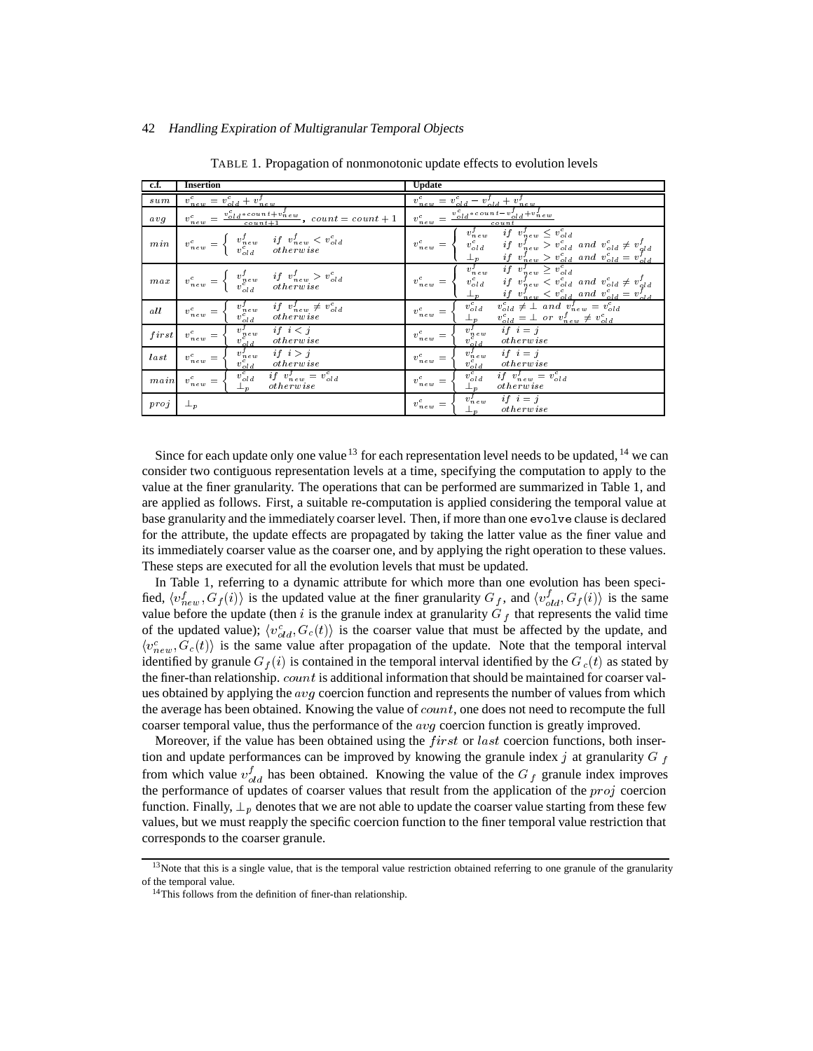TABLE 1. Propagation of nonmonotonic update effects to evolution levels

| c.f. | Insertion | Update |
|---|---|---|
| $sum$ | $v^c_{new} = v^c_{old} + v^f_{new}$ | $v^c_{new} = v^c_{old} - v^f_{old} + v^f_{new}$ |
| $avg$ | $v^c_{new} = \frac{v^c_{old} * count + v^f_{new}}{count+1}$, $count = count + 1$ | $v^c_{new} = \frac{v^c_{old} * count - v^f_{old} + v^f_{new}}{count}$ |
| $min$ | $v^c_{new} = \begin{cases} v^f_{new} & if\ v^f_{new} < v^c_{old} \\ v^c_{old} & otherwise \end{cases}$ | $v^c_{new} = \begin{cases} v^f_{new} & if\ v^f_{new} \leq v^c_{old} \\ v^c_{old} & if\ v^f_{new} > v^c_{old}\ and\ v^c_{old} \neq v^f_{old} \\ \perp_p & if\ v^f_{new} > v^c_{old}\ and\ v^c_{old} = v^f_{old} \end{cases}$ |
| $max$ | $v^c_{new} = \begin{cases} v^f_{new} & if\ v^f_{new} > v^c_{old} \\ v^c_{old} & otherwise \end{cases}$ | $v^c_{new} = \begin{cases} v^f_{new} & if\ v^f_{new} \geq v^c_{old} \\ v^c_{old} & if\ v^f_{new} < v^c_{old}\ and\ v^c_{old} \neq v^f_{old} \\ \perp_p & if\ v^f_{new} < v^c_{old}\ and\ v^c_{old} = v^f_{old} \end{cases}$ |
| $all$ | $v^c_{new} = \begin{cases} v^f_{new} & if\ v^f_{new} \neq v^c_{old} \\ v^c_{old} & otherwise \end{cases}$ | $v^c_{new} = \begin{cases} v^c_{old} & v^c_{old} \neq \perp\ and\ v^f_{new} = v^c_{old} \\ \perp_p & v^c_{old} = \perp\ or\ v^f_{new} \neq v^c_{old} \end{cases}$ |
| $first$ | $v^c_{new} = \begin{cases} v^f_{new} & if\ i < j \\ v^c_{old} & otherwise \end{cases}$ | $v^c_{new} = \begin{cases} v^f_{new} & if\ i = j \\ v^c_{old} & otherwise \end{cases}$ |
| $last$ | $v^c_{new} = \begin{cases} v^f_{new} & if\ i > j \\ v^c_{old} & otherwise \end{cases}$ | $v^c_{new} = \begin{cases} v^f_{new} & if\ i = j \\ v^c_{old} & otherwise \end{cases}$ |
| $main$ | $v^c_{new} = \begin{cases} v^c_{old} & if\ v^f_{new} = v^c_{old} \\ \perp_p & otherwise \end{cases}$ | $v^c_{new} = \begin{cases} v^c_{old} & if\ v^f_{new} = v^c_{old} \\ \perp_p & otherwise \end{cases}$ |
| $proj$ | $\perp_p$ | $v^c_{new} = \begin{cases} v^f_{new} & if\ i = j \\ \perp_p & otherwise \end{cases}$ |

Since for each update only one value [13] for each representation level needs to be updated, [14] we can consider two contiguous representation levels at a time, specifying the computation to apply to the value at the finer granularity. The operations that can be performed are summarized in Table 1, and are applied as follows. First, a suitable re-computation is applied considering the temporal value at base granularity and the immediately coarser level. Then, if more than one `evolve` clause is declared for the attribute, the update effects are propagated by taking the latter value as the finer value and its immediately coarser value as the coarser one, and by applying the right operation to these values. These steps are executed for all the evolution levels that must be updated.

In Table 1, referring to a dynamic attribute for which more than one evolution has been specified, $\langle v^f_{new}, G_f(i)\rangle$ is the updated value at the finer granularity $G_f$, and $\langle v^f_{old}, G_f(i)\rangle$ is the same value before the update (then $i$ is the granule index at granularity $G_f$ that represents the valid time of the updated value); $\langle v^c_{old}, G_c(t)\rangle$ is the coarser value that must be affected by the update, and $\langle v^c_{new}, G_c(t)\rangle$ is the same value after propagation of the update. Note that the temporal interval identified by granule $G_f(i)$ is contained in the temporal interval identified by the $G_c(t)$ as stated by the finer-than relationship. $count$ is additional information that should be maintained for coarser values obtained by applying the $avg$ coercion function and represents the number of values from which the average has been obtained. Knowing the value of $count$, one does not need to recompute the full coarser temporal value, thus the performance of the $avg$ coercion function is greatly improved.

Moreover, if the value has been obtained using the $first$ or $last$ coercion functions, both insertion and update performances can be improved by knowing the granule index $j$ at granularity $G_f$ from which value $v^f_{old}$ has been obtained. Knowing the value of the $G_f$ granule index improves the performance of updates of coarser values that result from the application of the $proj$ coercion function. Finally, $\perp_p$ denotes that we are not able to update the coarser value starting from these few values, but we must reapply the specific coercion function to the finer temporal value restriction that corresponds to the coarser granule.

[13] Note that this is a single value, that is the temporal value restriction obtained referring to one granule of the granularity of the temporal value.

[14] This follows from the definition of finer-than relationship.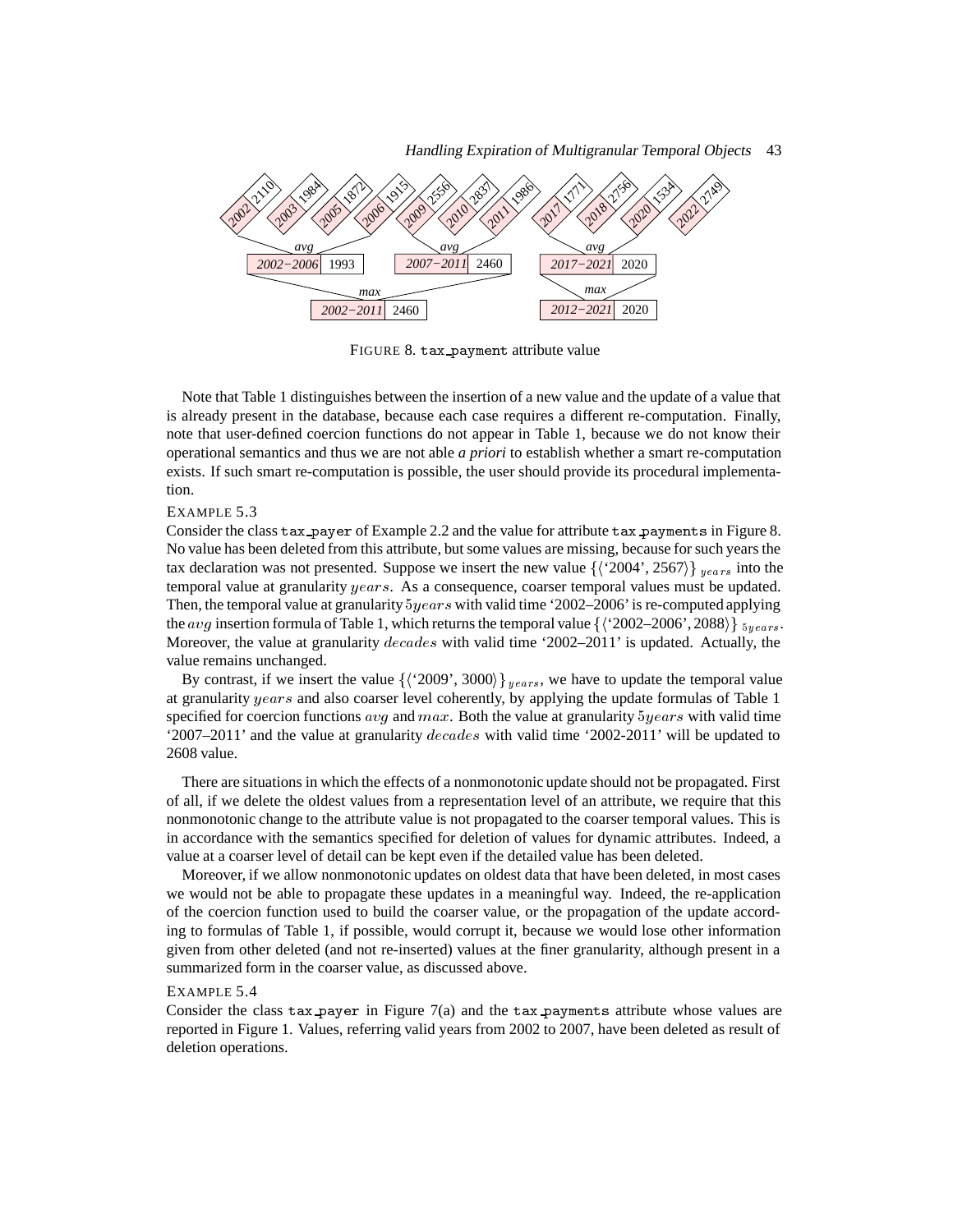FIGURE 8. tax_payment attribute value

Note that Table 1 distinguishes between the insertion of a new value and the update of a value that is already present in the database, because each case requires a different re-computation. Finally, note that user-defined coercion functions do not appear in Table 1, because we do not know their operational semantics and thus we are not able *a priori* to establish whether a smart re-computation exists. If such smart re-computation is possible, the user should provide its procedural implementation.

EXAMPLE 5.3

Consider the class tax_payer of Example 2.2 and the value for attribute tax_payments in Figure 8. No value has been deleted from this attribute, but some values are missing, because for such years the tax declaration was not presented. Suppose we insert the new value $\{\langle$'2004', 2567$\rangle\}_{years}$ into the temporal value at granularity $years$. As a consequence, coarser temporal values must be updated. Then, the temporal value at granularity $5years$ with valid time '2002–2006' is re-computed applying the $avg$ insertion formula of Table 1, which returns the temporal value $\{\langle$'2002–2006', 2088$\rangle\}_{5years}$. Moreover, the value at granularity $decades$ with valid time '2002–2011' is updated. Actually, the value remains unchanged.

By contrast, if we insert the value $\{\langle$'2009', 3000$\rangle\}_{years}$, we have to update the temporal value at granularity $years$ and also coarser level coherently, by applying the update formulas of Table 1 specified for coercion functions $avg$ and $max$. Both the value at granularity $5years$ with valid time '2007–2011' and the value at granularity $decades$ with valid time '2002-2011' will be updated to 2608 value.

There are situations in which the effects of a nonmonotonic update should not be propagated. First of all, if we delete the oldest values from a representation level of an attribute, we require that this nonmonotonic change to the attribute value is not propagated to the coarser temporal values. This is in accordance with the semantics specified for deletion of values for dynamic attributes. Indeed, a value at a coarser level of detail can be kept even if the detailed value has been deleted.

Moreover, if we allow nonmonotonic updates on oldest data that have been deleted, in most cases we would not be able to propagate these updates in a meaningful way. Indeed, the re-application of the coercion function used to build the coarser value, or the propagation of the update according to formulas of Table 1, if possible, would corrupt it, because we would lose other information given from other deleted (and not re-inserted) values at the finer granularity, although present in a summarized form in the coarser value, as discussed above.

EXAMPLE 5.4

Consider the class tax_payer in Figure 7(a) and the tax_payments attribute whose values are reported in Figure 1. Values, referring valid years from 2002 to 2007, have been deleted as result of deletion operations.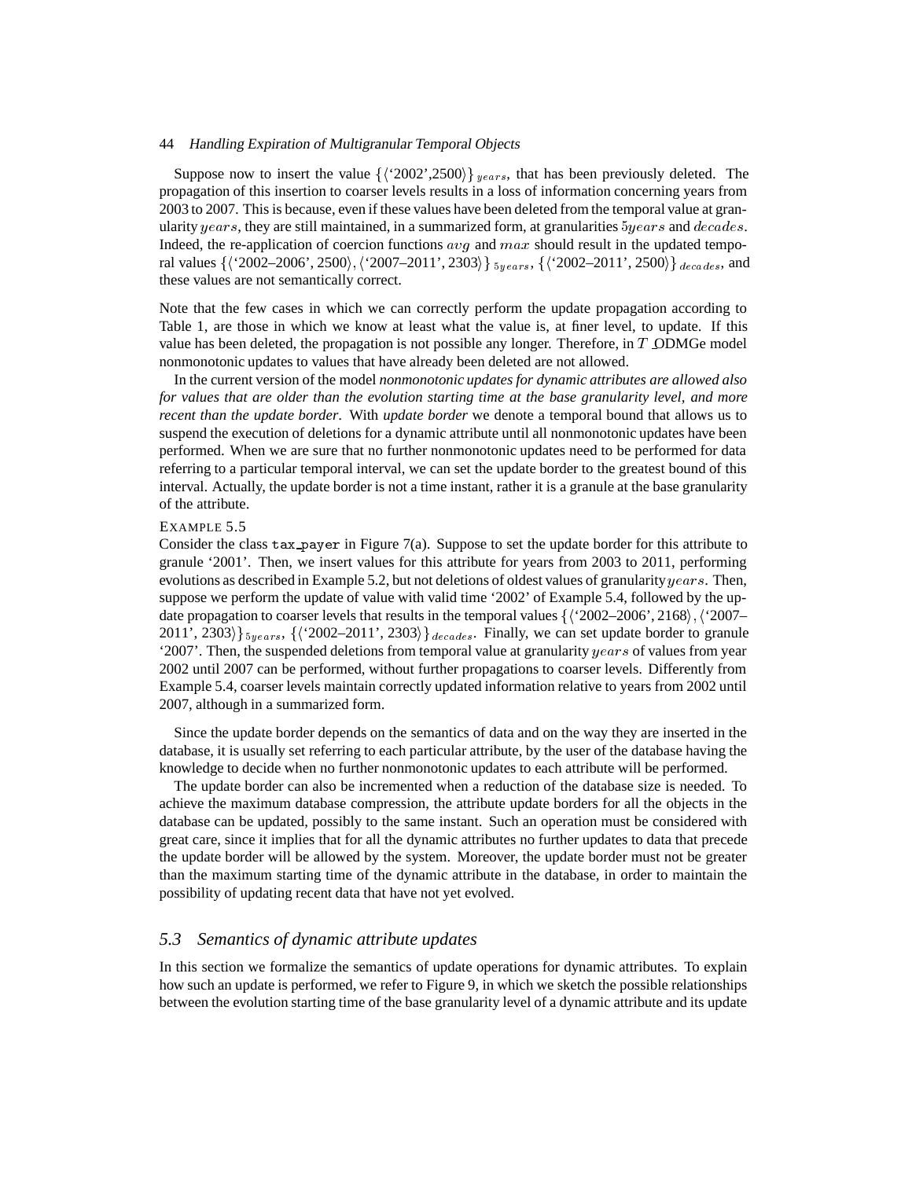Suppose now to insert the value $\{\langle\text{'2002'},2500\rangle\}_{years}$, that has been previously deleted. The propagation of this insertion to coarser levels results in a loss of information concerning years from 2003 to 2007. This is because, even if these values have been deleted from the temporal value at granularity $years$, they are still maintained, in a summarized form, at granularities $5years$ and $decades$. Indeed, the re-application of coercion functions $avg$ and $max$ should result in the updated temporal values $\{\langle\text{'2002–2006'}, 2500\rangle, \langle\text{'2007–2011'}, 2303\rangle\}_{5years}$, $\{\langle\text{'2002–2011'}, 2500\rangle\}_{decades}$, and these values are not semantically correct.

Note that the few cases in which we can correctly perform the update propagation according to Table 1, are those in which we know at least what the value is, at finer level, to update. If this value has been deleted, the propagation is not possible any longer. Therefore, in $T\_$ODMGe model nonmonotonic updates to values that have already been deleted are not allowed.

In the current version of the model *nonmonotonic updates for dynamic attributes are allowed also for values that are older than the evolution starting time at the base granularity level, and more recent than the update border*. With *update border* we denote a temporal bound that allows us to suspend the execution of deletions for a dynamic attribute until all nonmonotonic updates have been performed. When we are sure that no further nonmonotonic updates need to be performed for data referring to a particular temporal interval, we can set the update border to the greatest bound of this interval. Actually, the update border is not a time instant, rather it is a granule at the base granularity of the attribute.

EXAMPLE 5.5

Consider the class `tax_payer` in Figure 7(a). Suppose to set the update border for this attribute to granule '2001'. Then, we insert values for this attribute for years from 2003 to 2011, performing evolutions as described in Example 5.2, but not deletions of oldest values of granularity $years$. Then, suppose we perform the update of value with valid time '2002' of Example 5.4, followed by the update propagation to coarser levels that results in the temporal values $\{\langle\text{'2002–2006'}, 2168\rangle, \langle\text{'2007–2011'}, 2303\rangle\}_{5years}$, $\{\langle\text{'2002–2011'}, 2303\rangle\}_{decades}$. Finally, we can set update border to granule '2007'. Then, the suspended deletions from temporal value at granularity $years$ of values from year 2002 until 2007 can be performed, without further propagations to coarser levels. Differently from Example 5.4, coarser levels maintain correctly updated information relative to years from 2002 until 2007, although in a summarized form.

Since the update border depends on the semantics of data and on the way they are inserted in the database, it is usually set referring to each particular attribute, by the user of the database having the knowledge to decide when no further nonmonotonic updates to each attribute will be performed.

The update border can also be incremented when a reduction of the database size is needed. To achieve the maximum database compression, the attribute update borders for all the objects in the database can be updated, possibly to the same instant. Such an operation must be considered with great care, since it implies that for all the dynamic attributes no further updates to data that precede the update border will be allowed by the system. Moreover, the update border must not be greater than the maximum starting time of the dynamic attribute in the database, in order to maintain the possibility of updating recent data that have not yet evolved.

## 5.3 Semantics of dynamic attribute updates

In this section we formalize the semantics of update operations for dynamic attributes. To explain how such an update is performed, we refer to Figure 9, in which we sketch the possible relationships between the evolution starting time of the base granularity level of a dynamic attribute and its update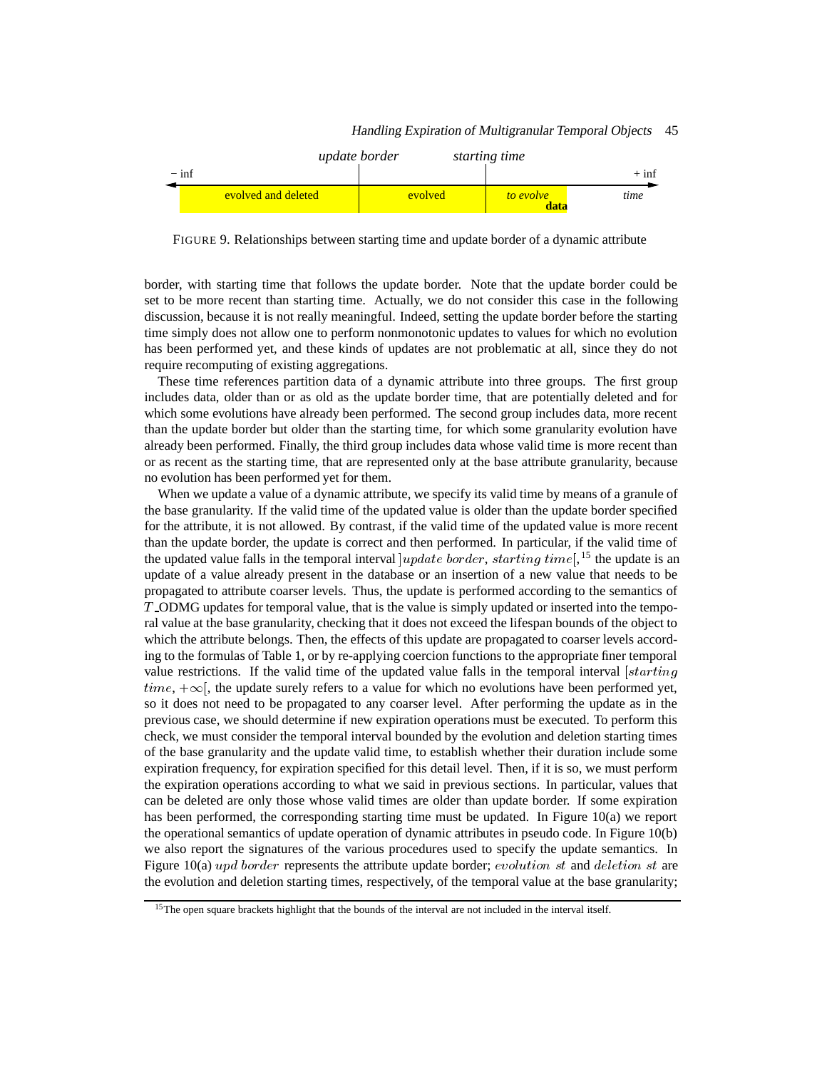update border

starting time

− inf

+ inf

evolved and deleted

evolved

to evolve

time

data

FIGURE 9. Relationships between starting time and update border of a dynamic attribute

border, with starting time that follows the update border. Note that the update border could be set to be more recent than starting time. Actually, we do not consider this case in the following discussion, because it is not really meaningful. Indeed, setting the update border before the starting time simply does not allow one to perform nonmonotonic updates to values for which no evolution has been performed yet, and these kinds of updates are not problematic at all, since they do not require recomputing of existing aggregations.

These time references partition data of a dynamic attribute into three groups. The first group includes data, older than or as old as the update border time, that are potentially deleted and for which some evolutions have already been performed. The second group includes data, more recent than the update border but older than the starting time, for which some granularity evolution have already been performed. Finally, the third group includes data whose valid time is more recent than or as recent as the starting time, that are represented only at the base attribute granularity, because no evolution has been performed yet for them.

When we update a value of a dynamic attribute, we specify its valid time by means of a granule of the base granularity. If the valid time of the updated value is older than the update border specified for the attribute, it is not allowed. By contrast, if the valid time of the updated value is more recent than the update border, the update is correct and then performed. In particular, if the valid time of the updated value falls in the temporal interval $]update\ border, starting\ time[$,[15] the update is an update of a value already present in the database or an insertion of a new value that needs to be propagated to attribute coarser levels. Thus, the update is performed according to the semantics of $T$_ODMG updates for temporal value, that is the value is simply updated or inserted into the temporal value at the base granularity, checking that it does not exceed the lifespan bounds of the object to which the attribute belongs. Then, the effects of this update are propagated to coarser levels according to the formulas of Table 1, or by re-applying coercion functions to the appropriate finer temporal value restrictions. If the valid time of the updated value falls in the temporal interval $[starting\ time, +\infty[$, the update surely refers to a value for which no evolutions have been performed yet, so it does not need to be propagated to any coarser level. After performing the update as in the previous case, we should determine if new expiration operations must be executed. To perform this check, we must consider the temporal interval bounded by the evolution and deletion starting times of the base granularity and the update valid time, to establish whether their duration include some expiration frequency, for expiration specified for this detail level. Then, if it is so, we must perform the expiration operations according to what we said in previous sections. In particular, values that can be deleted are only those whose valid times are older than update border. If some expiration has been performed, the corresponding starting time must be updated. In Figure 10(a) we report the operational semantics of update operation of dynamic attributes in pseudo code. In Figure 10(b) we also report the signatures of the various procedures used to specify the update semantics. In Figure 10(a) $upd\ border$ represents the attribute update border; $evolution\ st$ and $deletion\ st$ are the evolution and deletion starting times, respectively, of the temporal value at the base granularity;

[15] The open square brackets highlight that the bounds of the interval are not included in the interval itself.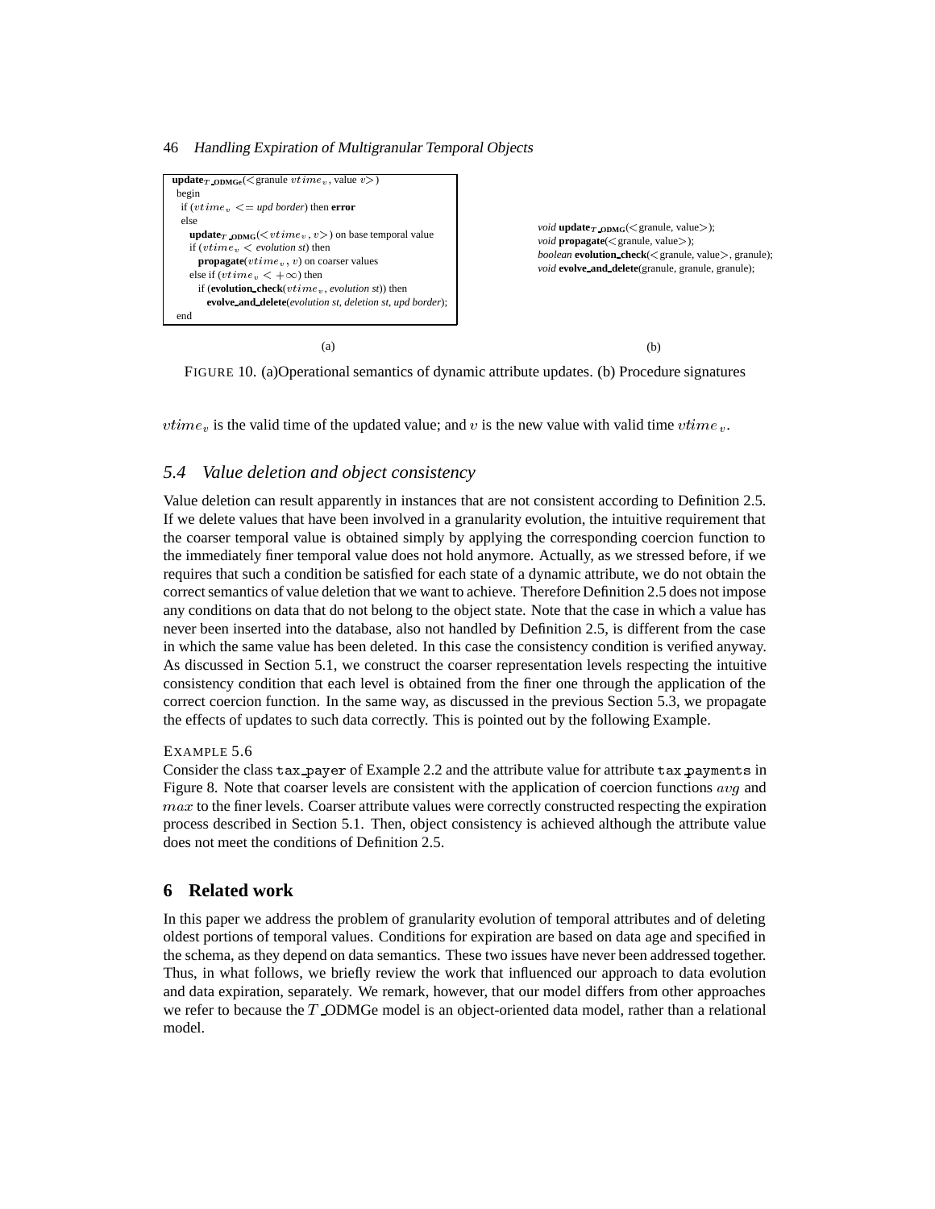```
update_T_ODMGe(< granule vtime_v, value v >)
 begin
  if (vtime_v <= upd border) then error
  else
    update_T_ODMG(< vtime_v, v >) on base temporal value
    if (vtime_v < evolution st) then
      propagate(vtime_v, v) on coarser values
    else if (vtime_v < +∞) then
      if (evolution_check(vtime_v, evolution st)) then
        evolve_and_delete(evolution st, deletion st, upd border);
 end
```

(a)

```
void update_T_ODMG(< granule, value >);
void propagate(< granule, value >);
boolean evolution_check(< granule, value >, granule);
void evolve_and_delete(granule, granule, granule);
```

(b)

FIGURE 10. (a)Operational semantics of dynamic attribute updates. (b) Procedure signatures

$vtime_v$ is the valid time of the updated value; and $v$ is the new value with valid time $vtime_v$.

### 5.4 Value deletion and object consistency

Value deletion can result apparently in instances that are not consistent according to Definition 2.5. If we delete values that have been involved in a granularity evolution, the intuitive requirement that the coarser temporal value is obtained simply by applying the corresponding coercion function to the immediately finer temporal value does not hold anymore. Actually, as we stressed before, if we requires that such a condition be satisfied for each state of a dynamic attribute, we do not obtain the correct semantics of value deletion that we want to achieve. Therefore Definition 2.5 does not impose any conditions on data that do not belong to the object state. Note that the case in which a value has never been inserted into the database, also not handled by Definition 2.5, is different from the case in which the same value has been deleted. In this case the consistency condition is verified anyway. As discussed in Section 5.1, we construct the coarser representation levels respecting the intuitive consistency condition that each level is obtained from the finer one through the application of the correct coercion function. In the same way, as discussed in the previous Section 5.3, we propagate the effects of updates to such data correctly. This is pointed out by the following Example.

EXAMPLE 5.6
Consider the class `tax_payer` of Example 2.2 and the attribute value for attribute `tax_payments` in Figure 8. Note that coarser levels are consistent with the application of coercion functions $avg$ and $max$ to the finer levels. Coarser attribute values were correctly constructed respecting the expiration process described in Section 5.1. Then, object consistency is achieved although the attribute value does not meet the conditions of Definition 2.5.

## 6 Related work

In this paper we address the problem of granularity evolution of temporal attributes and of deleting oldest portions of temporal values. Conditions for expiration are based on data age and specified in the schema, as they depend on data semantics. These two issues have never been addressed together. Thus, in what follows, we briefly review the work that influenced our approach to data evolution and data expiration, separately. We remark, however, that our model differs from other approaches we refer to because the $T$\_ODMGe model is an object-oriented data model, rather than a relational model.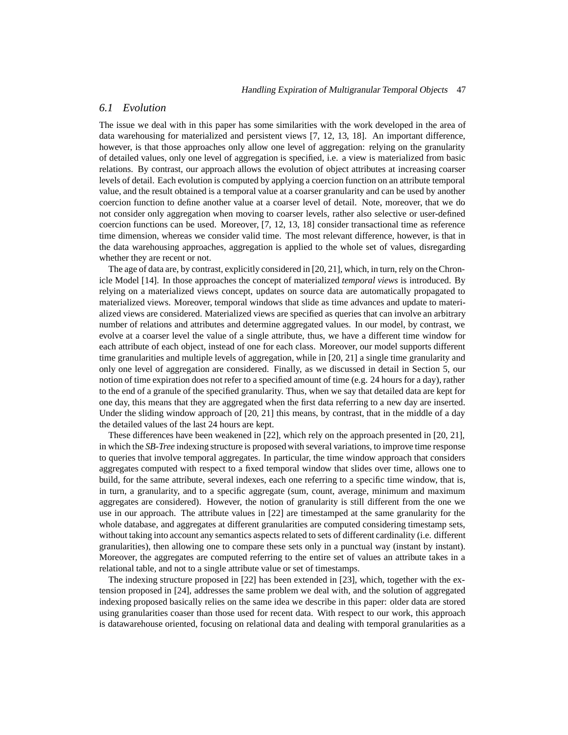## 6.1 Evolution

The issue we deal with in this paper has some similarities with the work developed in the area of data warehousing for materialized and persistent views [7, 12, 13, 18]. An important difference, however, is that those approaches only allow one level of aggregation: relying on the granularity of detailed values, only one level of aggregation is specified, i.e. a view is materialized from basic relations. By contrast, our approach allows the evolution of object attributes at increasing coarser levels of detail. Each evolution is computed by applying a coercion function on an attribute temporal value, and the result obtained is a temporal value at a coarser granularity and can be used by another coercion function to define another value at a coarser level of detail. Note, moreover, that we do not consider only aggregation when moving to coarser levels, rather also selective or user-defined coercion functions can be used. Moreover, [7, 12, 13, 18] consider transactional time as reference time dimension, whereas we consider valid time. The most relevant difference, however, is that in the data warehousing approaches, aggregation is applied to the whole set of values, disregarding whether they are recent or not.

The age of data are, by contrast, explicitly considered in [20, 21], which, in turn, rely on the Chronicle Model [14]. In those approaches the concept of materialized *temporal views* is introduced. By relying on a materialized views concept, updates on source data are automatically propagated to materialized views. Moreover, temporal windows that slide as time advances and update to materialized views are considered. Materialized views are specified as queries that can involve an arbitrary number of relations and attributes and determine aggregated values. In our model, by contrast, we evolve at a coarser level the value of a single attribute, thus, we have a different time window for each attribute of each object, instead of one for each class. Moreover, our model supports different time granularities and multiple levels of aggregation, while in [20, 21] a single time granularity and only one level of aggregation are considered. Finally, as we discussed in detail in Section 5, our notion of time expiration does not refer to a specified amount of time (e.g. 24 hours for a day), rather to the end of a granule of the specified granularity. Thus, when we say that detailed data are kept for one day, this means that they are aggregated when the first data referring to a new day are inserted. Under the sliding window approach of [20, 21] this means, by contrast, that in the middle of a day the detailed values of the last 24 hours are kept.

These differences have been weakened in [22], which rely on the approach presented in [20, 21], in which the *SB-Tree* indexing structure is proposed with several variations, to improve time response to queries that involve temporal aggregates. In particular, the time window approach that considers aggregates computed with respect to a fixed temporal window that slides over time, allows one to build, for the same attribute, several indexes, each one referring to a specific time window, that is, in turn, a granularity, and to a specific aggregate (sum, count, average, minimum and maximum aggregates are considered). However, the notion of granularity is still different from the one we use in our approach. The attribute values in [22] are timestamped at the same granularity for the whole database, and aggregates at different granularities are computed considering timestamp sets, without taking into account any semantics aspects related to sets of different cardinality (i.e. different granularities), then allowing one to compare these sets only in a punctual way (instant by instant). Moreover, the aggregates are computed referring to the entire set of values an attribute takes in a relational table, and not to a single attribute value or set of timestamps.

The indexing structure proposed in [22] has been extended in [23], which, together with the extension proposed in [24], addresses the same problem we deal with, and the solution of aggregated indexing proposed basically relies on the same idea we describe in this paper: older data are stored using granularities coaser than those used for recent data. With respect to our work, this approach is datawarehouse oriented, focusing on relational data and dealing with temporal granularities as a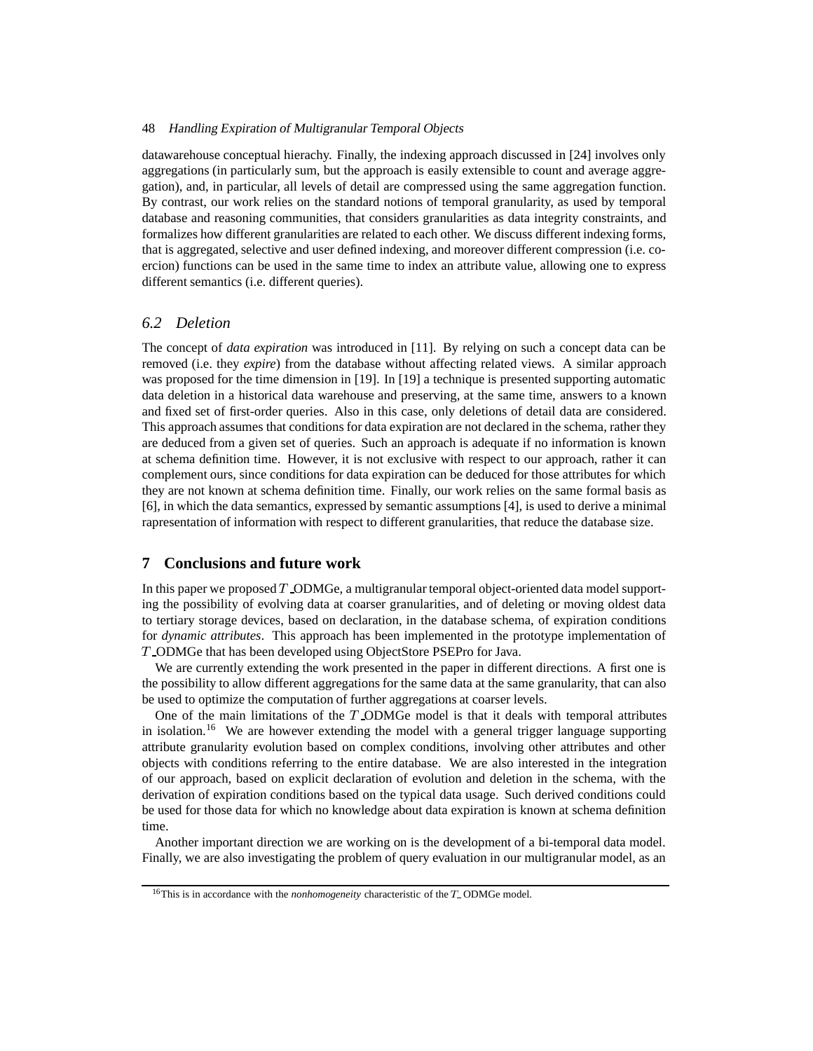datawarehouse conceptual hierachy. Finally, the indexing approach discussed in [24] involves only aggregations (in particularly sum, but the approach is easily extensible to count and average aggregation), and, in particular, all levels of detail are compressed using the same aggregation function. By contrast, our work relies on the standard notions of temporal granularity, as used by temporal database and reasoning communities, that considers granularities as data integrity constraints, and formalizes how different granularities are related to each other. We discuss different indexing forms, that is aggregated, selective and user defined indexing, and moreover different compression (i.e. coercion) functions can be used in the same time to index an attribute value, allowing one to express different semantics (i.e. different queries).

### *6.2 Deletion*

The concept of *data expiration* was introduced in [11]. By relying on such a concept data can be removed (i.e. they *expire*) from the database without affecting related views. A similar approach was proposed for the time dimension in [19]. In [19] a technique is presented supporting automatic data deletion in a historical data warehouse and preserving, at the same time, answers to a known and fixed set of first-order queries. Also in this case, only deletions of detail data are considered. This approach assumes that conditions for data expiration are not declared in the schema, rather they are deduced from a given set of queries. Such an approach is adequate if no information is known at schema definition time. However, it is not exclusive with respect to our approach, rather it can complement ours, since conditions for data expiration can be deduced for those attributes for which they are not known at schema definition time. Finally, our work relies on the same formal basis as [6], in which the data semantics, expressed by semantic assumptions [4], is used to derive a minimal rapresentation of information with respect to different granularities, that reduce the database size.

## **7 Conclusions and future work**

In this paper we proposed $T$_ODMGe, a multigranular temporal object-oriented data model supporting the possibility of evolving data at coarser granularities, and of deleting or moving oldest data to tertiary storage devices, based on declaration, in the database schema, of expiration conditions for *dynamic attributes*. This approach has been implemented in the prototype implementation of $T$_ODMGe that has been developed using ObjectStore PSEPro for Java.

We are currently extending the work presented in the paper in different directions. A first one is the possibility to allow different aggregations for the same data at the same granularity, that can also be used to optimize the computation of further aggregations at coarser levels.

One of the main limitations of the $T$_ODMGe model is that it deals with temporal attributes in isolation.[16] We are however extending the model with a general trigger language supporting attribute granularity evolution based on complex conditions, involving other attributes and other objects with conditions referring to the entire database. We are also interested in the integration of our approach, based on explicit declaration of evolution and deletion in the schema, with the derivation of expiration conditions based on the typical data usage. Such derived conditions could be used for those data for which no knowledge about data expiration is known at schema definition time.

Another important direction we are working on is the development of a bi-temporal data model. Finally, we are also investigating the problem of query evaluation in our multigranular model, as an

[16] This is in accordance with the *nonhomogeneity* characteristic of the $T$_ODMGe model.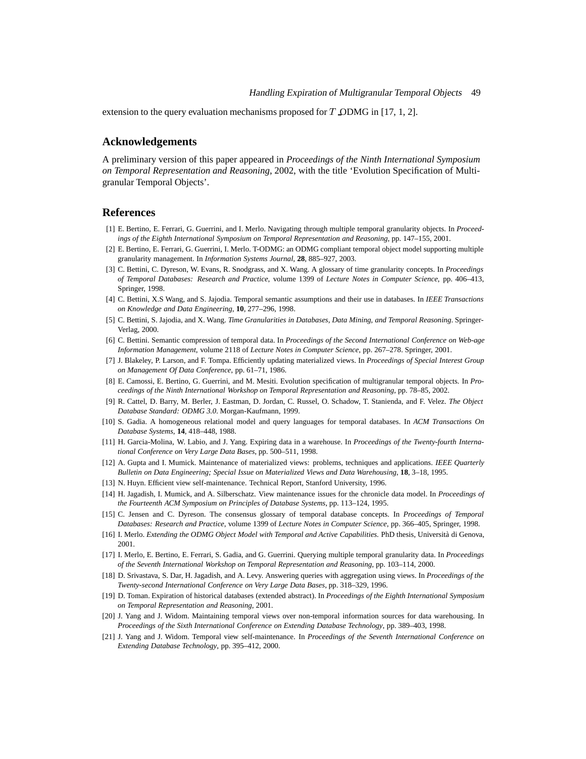extension to the query evaluation mechanisms proposed for $T\_$ODMG in [17, 1, 2].

## Acknowledgements

A preliminary version of this paper appeared in *Proceedings of the Ninth International Symposium on Temporal Representation and Reasoning*, 2002, with the title 'Evolution Specification of Multigranular Temporal Objects'.

## References

[1] E. Bertino, E. Ferrari, G. Guerrini, and I. Merlo. Navigating through multiple temporal granularity objects. In *Proceedings of the Eighth International Symposium on Temporal Representation and Reasoning*, pp. 147–155, 2001.

[2] E. Bertino, E. Ferrari, G. Guerrini, I. Merlo. T-ODMG: an ODMG compliant temporal object model supporting multiple granularity management. In *Information Systems Journal*, **28**, 885–927, 2003.

[3] C. Bettini, C. Dyreson, W. Evans, R. Snodgrass, and X. Wang. A glossary of time granularity concepts. In *Proceedings of Temporal Databases: Research and Practice*, volume 1399 of *Lecture Notes in Computer Science*, pp. 406–413, Springer, 1998.

[4] C. Bettini, X.S Wang, and S. Jajodia. Temporal semantic assumptions and their use in databases. In *IEEE Transactions on Knowledge and Data Engineering*, **10**, 277–296, 1998.

[5] C. Bettini, S. Jajodia, and X. Wang. *Time Granularities in Databases, Data Mining, and Temporal Reasoning*. Springer-Verlag, 2000.

[6] C. Bettini. Semantic compression of temporal data. In *Proceedings of the Second International Conference on Web-age Information Management*, volume 2118 of *Lecture Notes in Computer Science*, pp. 267–278. Springer, 2001.

[7] J. Blakeley, P. Larson, and F. Tompa. Efficiently updating materialized views. In *Proceedings of Special Interest Group on Management Of Data Conference*, pp. 61–71, 1986.

[8] E. Camossi, E. Bertino, G. Guerrini, and M. Mesiti. Evolution specification of multigranular temporal objects. In *Proceedings of the Ninth International Workshop on Temporal Representation and Reasoning*, pp. 78–85, 2002.

[9] R. Cattel, D. Barry, M. Berler, J. Eastman, D. Jordan, C. Russel, O. Schadow, T. Stanienda, and F. Velez. *The Object Database Standard: ODMG 3.0*. Morgan-Kaufmann, 1999.

[10] S. Gadia. A homogeneous relational model and query languages for temporal databases. In *ACM Transactions On Database Systems*, **14**, 418–448, 1988.

[11] H. Garcia-Molina, W. Labio, and J. Yang. Expiring data in a warehouse. In *Proceedings of the Twenty-fourth International Conference on Very Large Data Bases*, pp. 500–511, 1998.

[12] A. Gupta and I. Mumick. Maintenance of materialized views: problems, techniques and applications. *IEEE Quarterly Bulletin on Data Engineering; Special Issue on Materialized Views and Data Warehousing*, **18**, 3–18, 1995.

[13] N. Huyn. Efficient view self-maintenance. Technical Report, Stanford University, 1996.

[14] H. Jagadish, I. Mumick, and A. Silberschatz. View maintenance issues for the chronicle data model. In *Proceedings of the Fourteenth ACM Symposium on Principles of Database Systems*, pp. 113–124, 1995.

[15] C. Jensen and C. Dyreson. The consensus glossary of temporal database concepts. In *Proceedings of Temporal Databases: Research and Practice*, volume 1399 of *Lecture Notes in Computer Science*, pp. 366–405, Springer, 1998.

[16] I. Merlo. *Extending the ODMG Object Model with Temporal and Active Capabilities.* PhD thesis, Università di Genova, 2001.

[17] I. Merlo, E. Bertino, E. Ferrari, S. Gadia, and G. Guerrini. Querying multiple temporal granularity data. In *Proceedings of the Seventh International Workshop on Temporal Representation and Reasoning*, pp. 103–114, 2000.

[18] D. Srivastava, S. Dar, H. Jagadish, and A. Levy. Answering queries with aggregation using views. In *Proceedings of the Twenty-second International Conference on Very Large Data Bases*, pp. 318–329, 1996.

[19] D. Toman. Expiration of historical databases (extended abstract). In *Proceedings of the Eighth International Symposium on Temporal Representation and Reasoning*, 2001.

[20] J. Yang and J. Widom. Maintaining temporal views over non-temporal information sources for data warehousing. In *Proceedings of the Sixth International Conference on Extending Database Technology*, pp. 389–403, 1998.

[21] J. Yang and J. Widom. Temporal view self-maintenance. In *Proceedings of the Seventh International Conference on Extending Database Technology*, pp. 395–412, 2000.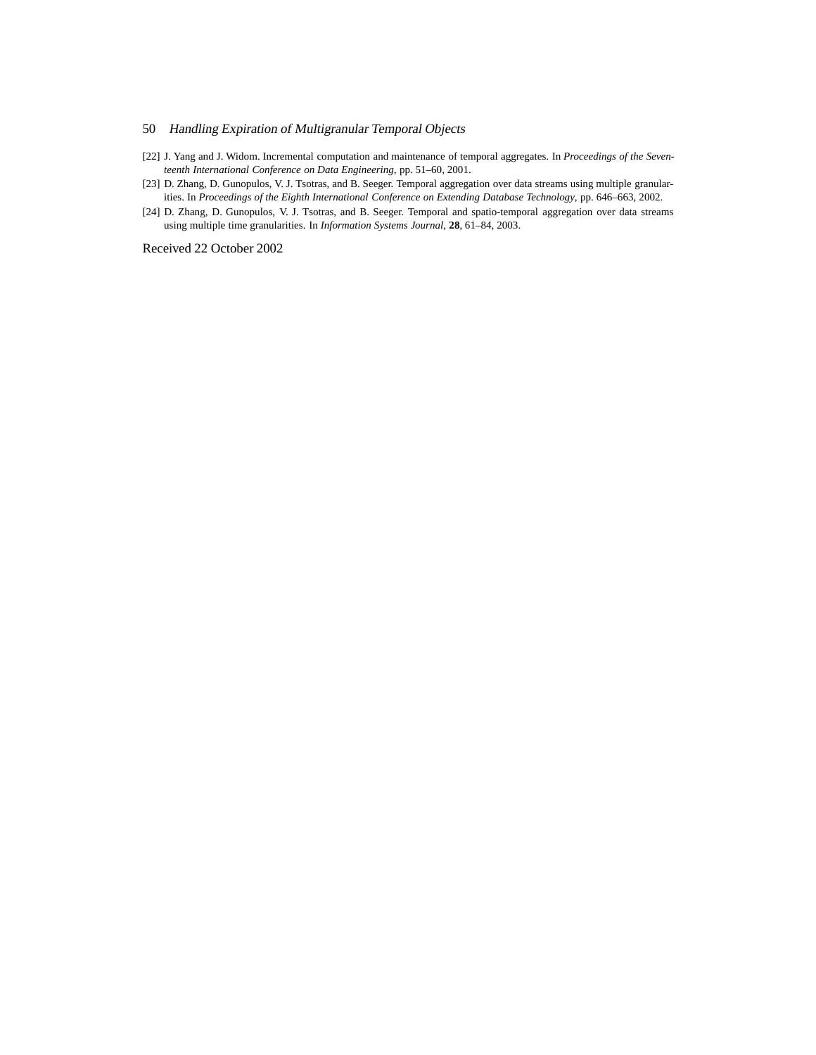[22] J. Yang and J. Widom. Incremental computation and maintenance of temporal aggregates. In *Proceedings of the Seventeenth International Conference on Data Engineering*, pp. 51–60, 2001.

[23] D. Zhang, D. Gunopulos, V. J. Tsotras, and B. Seeger. Temporal aggregation over data streams using multiple granularities. In *Proceedings of the Eighth International Conference on Extending Database Technology*, pp. 646–663, 2002.

[24] D. Zhang, D. Gunopulos, V. J. Tsotras, and B. Seeger. Temporal and spatio-temporal aggregation over data streams using multiple time granularities. In *Information Systems Journal*, **28**, 61–84, 2003.

Received 22 October 2002